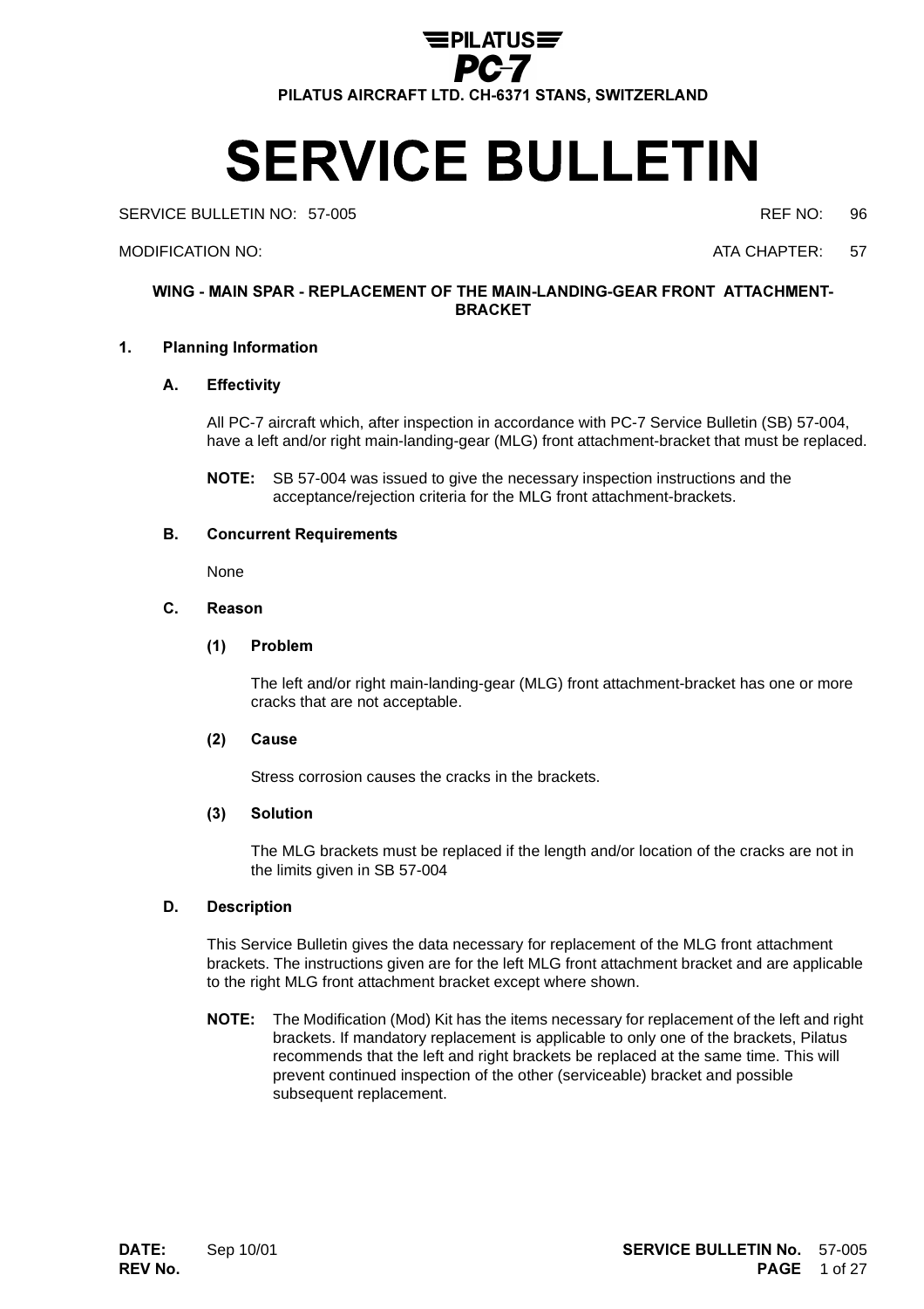PILATUS
PC-7
PILATUS AIRCRAFT LTD. CH-6371 STANS, SWITZERLAND

# SERVICE BULLETIN

SERVICE BULLETIN NO: 57-005 REF NO: 96

MODIFICATION NO: ATA CHAPTER: 57

**WING - MAIN SPAR - REPLACEMENT OF THE MAIN-LANDING-GEAR FRONT ATTACHMENT-BRACKET**

## 1. Planning Information

### A. Effectivity

All PC-7 aircraft which, after inspection in accordance with PC-7 Service Bulletin (SB) 57-004, have a left and/or right main-landing-gear (MLG) front attachment-bracket that must be replaced.

**NOTE:** SB 57-004 was issued to give the necessary inspection instructions and the acceptance/rejection criteria for the MLG front attachment-brackets.

### B. Concurrent Requirements

None

### C. Reason

#### (1) Problem

The left and/or right main-landing-gear (MLG) front attachment-bracket has one or more cracks that are not acceptable.

#### (2) Cause

Stress corrosion causes the cracks in the brackets.

#### (3) Solution

The MLG brackets must be replaced if the length and/or location of the cracks are not in the limits given in SB 57-004

### D. Description

This Service Bulletin gives the data necessary for replacement of the MLG front attachment brackets. The instructions given are for the left MLG front attachment bracket and are applicable to the right MLG front attachment bracket except where shown.

**NOTE:** The Modification (Mod) Kit has the items necessary for replacement of the left and right brackets. If mandatory replacement is applicable to only one of the brackets, Pilatus recommends that the left and right brackets be replaced at the same time. This will prevent continued inspection of the other (serviceable) bracket and possible subsequent replacement.

**DATE:** Sep 10/01
**REV No.**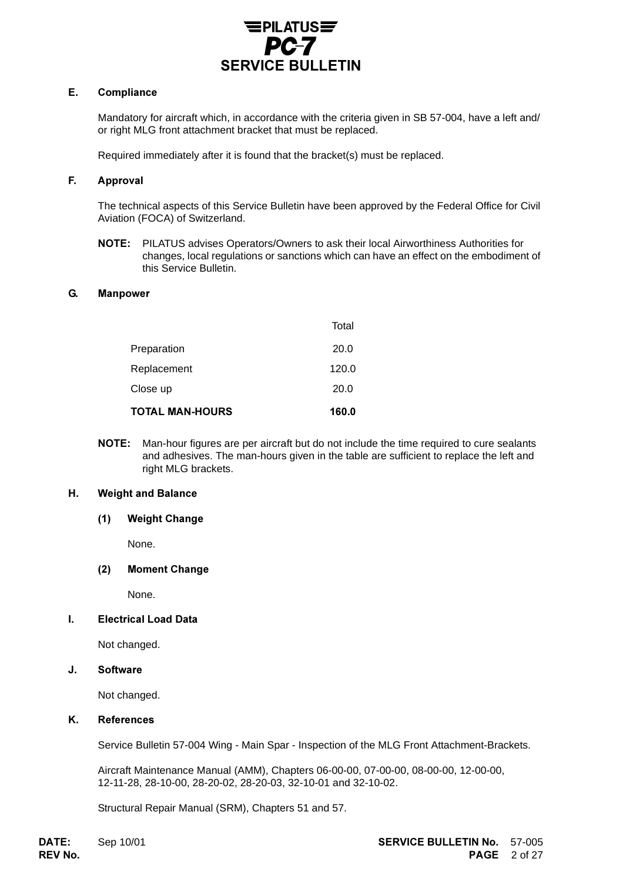### E. Compliance

Mandatory for aircraft which, in accordance with the criteria given in SB 57-004, have a left and/or right MLG front attachment bracket that must be replaced.

Required immediately after it is found that the bracket(s) must be replaced.

### F. Approval

The technical aspects of this Service Bulletin have been approved by the Federal Office for Civil Aviation (FOCA) of Switzerland.

**NOTE:** PILATUS advises Operators/Owners to ask their local Airworthiness Authorities for changes, local regulations or sanctions which can have an effect on the embodiment of this Service Bulletin.

### G. Manpower

| | Total |
|---|---|
| Preparation | 20.0 |
| Replacement | 120.0 |
| Close up | 20.0 |
| **TOTAL MAN-HOURS** | **160.0** |

**NOTE:** Man-hour figures are per aircraft but do not include the time required to cure sealants and adhesives. The man-hours given in the table are sufficient to replace the left and right MLG brackets.

### H. Weight and Balance

#### (1) Weight Change

None.

#### (2) Moment Change

None.

### I. Electrical Load Data

Not changed.

### J. Software

Not changed.

### K. References

Service Bulletin 57-004 Wing - Main Spar - Inspection of the MLG Front Attachment-Brackets.

Aircraft Maintenance Manual (AMM), Chapters 06-00-00, 07-00-00, 08-00-00, 12-00-00, 12-11-28, 28-10-00, 28-20-02, 28-20-03, 32-10-01 and 32-10-02.

Structural Repair Manual (SRM), Chapters 51 and 57.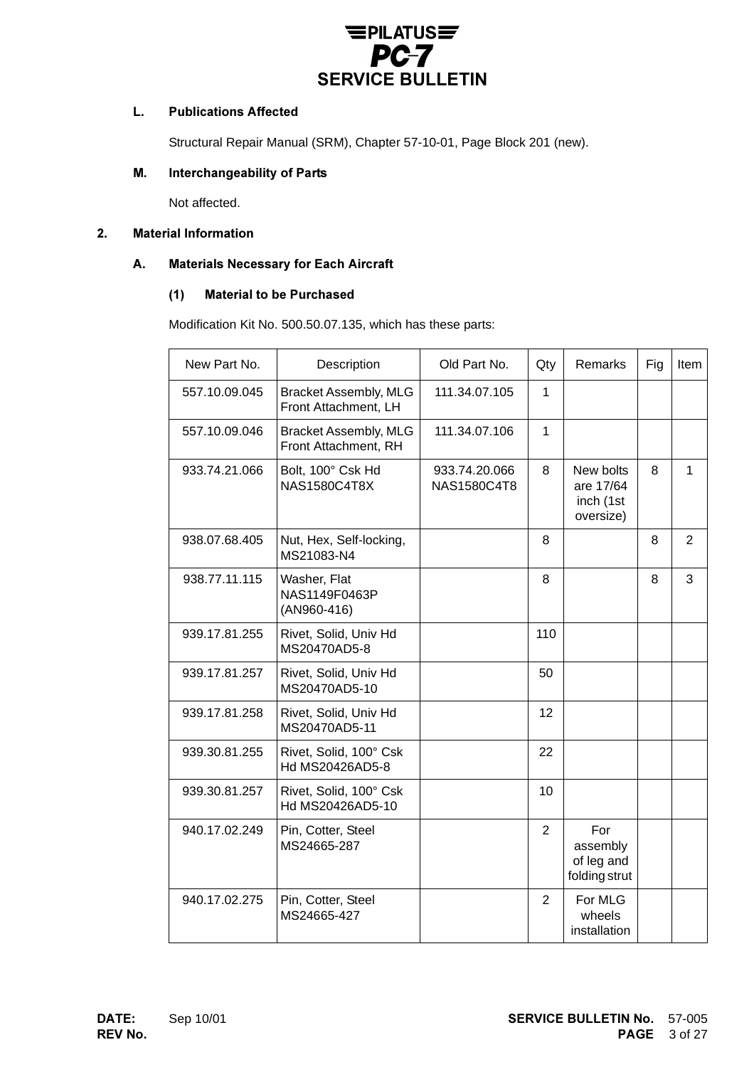### L. Publications Affected

Structural Repair Manual (SRM), Chapter 57-10-01, Page Block 201 (new).

### M. Interchangeability of Parts

Not affected.

## 2. Material Information

### A. Materials Necessary for Each Aircraft

#### (1) Material to be Purchased

Modification Kit No. 500.50.07.135, which has these parts:

| New Part No. | Description | Old Part No. | Qty | Remarks | Fig | Item |
|---|---|---|---|---|---|---|
| 557.10.09.045 | Bracket Assembly, MLG Front Attachment, LH | 111.34.07.105 | 1 | | | |
| 557.10.09.046 | Bracket Assembly, MLG Front Attachment, RH | 111.34.07.106 | 1 | | | |
| 933.74.21.066 | Bolt, 100° Csk Hd NAS1580C4T8X | 933.74.20.066 NAS1580C4T8 | 8 | New bolts are 17/64 inch (1st oversize) | 8 | 1 |
| 938.07.68.405 | Nut, Hex, Self-locking, MS21083-N4 | | 8 | | 8 | 2 |
| 938.77.11.115 | Washer, Flat NAS1149F0463P (AN960-416) | | 8 | | 8 | 3 |
| 939.17.81.255 | Rivet, Solid, Univ Hd MS20470AD5-8 | | 110 | | | |
| 939.17.81.257 | Rivet, Solid, Univ Hd MS20470AD5-10 | | 50 | | | |
| 939.17.81.258 | Rivet, Solid, Univ Hd MS20470AD5-11 | | 12 | | | |
| 939.30.81.255 | Rivet, Solid, 100° Csk Hd MS20426AD5-8 | | 22 | | | |
| 939.30.81.257 | Rivet, Solid, 100° Csk Hd MS20426AD5-10 | | 10 | | | |
| 940.17.02.249 | Pin, Cotter, Steel MS24665-287 | | 2 | For assembly of leg and folding strut | | |
| 940.17.02.275 | Pin, Cotter, Steel MS24665-427 | | 2 | For MLG wheels installation | | |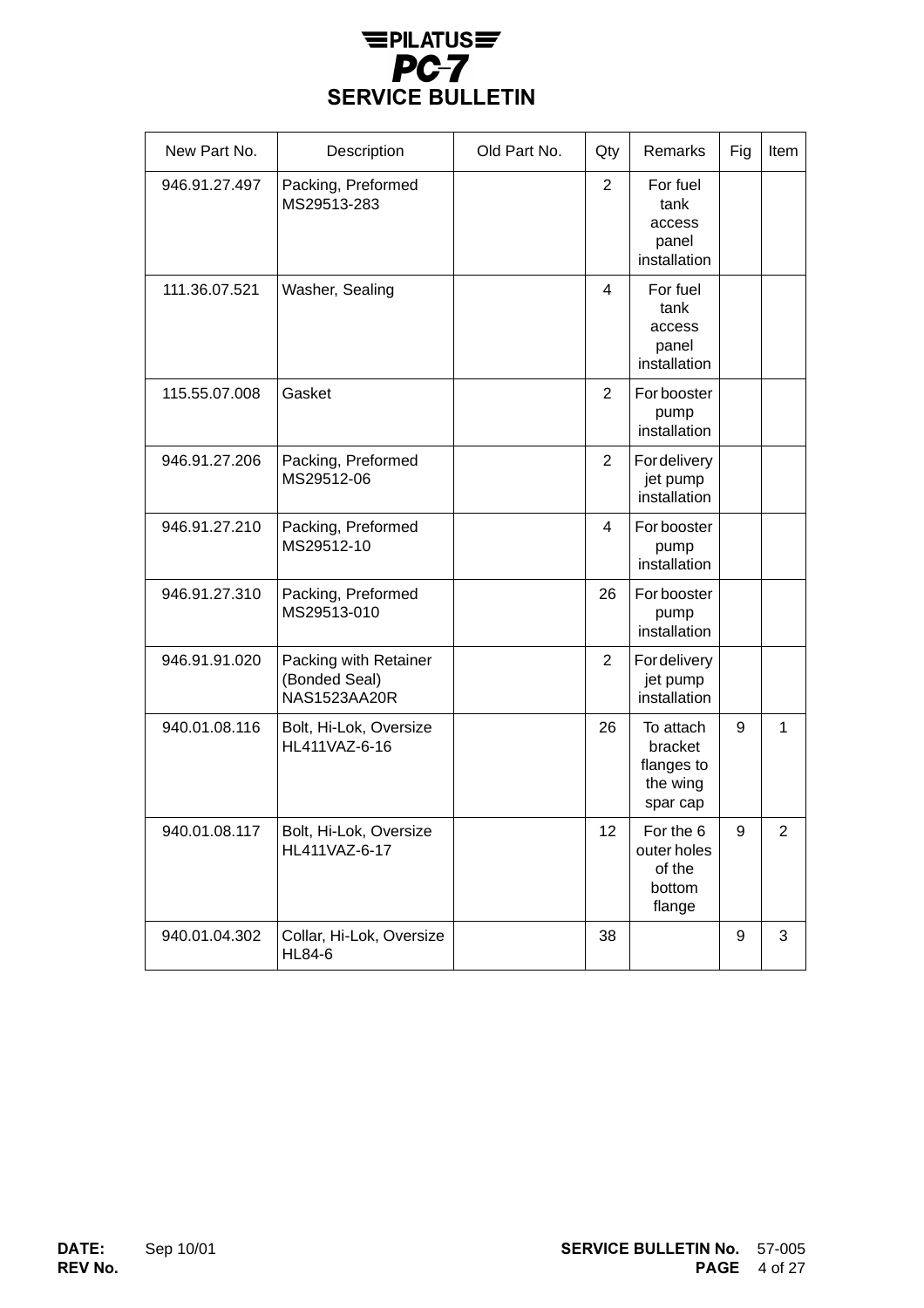| New Part No. | Description | Old Part No. | Qty | Remarks | Fig | Item |
|---|---|---|---|---|---|---|
| 946.91.27.497 | Packing, Preformed MS29513-283 | | 2 | For fuel tank access panel installation | | |
| 111.36.07.521 | Washer, Sealing | | 4 | For fuel tank access panel installation | | |
| 115.55.07.008 | Gasket | | 2 | For booster pump installation | | |
| 946.91.27.206 | Packing, Preformed MS29512-06 | | 2 | For delivery jet pump installation | | |
| 946.91.27.210 | Packing, Preformed MS29512-10 | | 4 | For booster pump installation | | |
| 946.91.27.310 | Packing, Preformed MS29513-010 | | 26 | For booster pump installation | | |
| 946.91.91.020 | Packing with Retainer (Bonded Seal) NAS1523AA20R | | 2 | For delivery jet pump installation | | |
| 940.01.08.116 | Bolt, Hi-Lok, Oversize HL411VAZ-6-16 | | 26 | To attach bracket flanges to the wing spar cap | 9 | 1 |
| 940.01.08.117 | Bolt, Hi-Lok, Oversize HL411VAZ-6-17 | | 12 | For the 6 outer holes of the bottom flange | 9 | 2 |
| 940.01.04.302 | Collar, Hi-Lok, Oversize HL84-6 | | 38 | | 9 | 3 |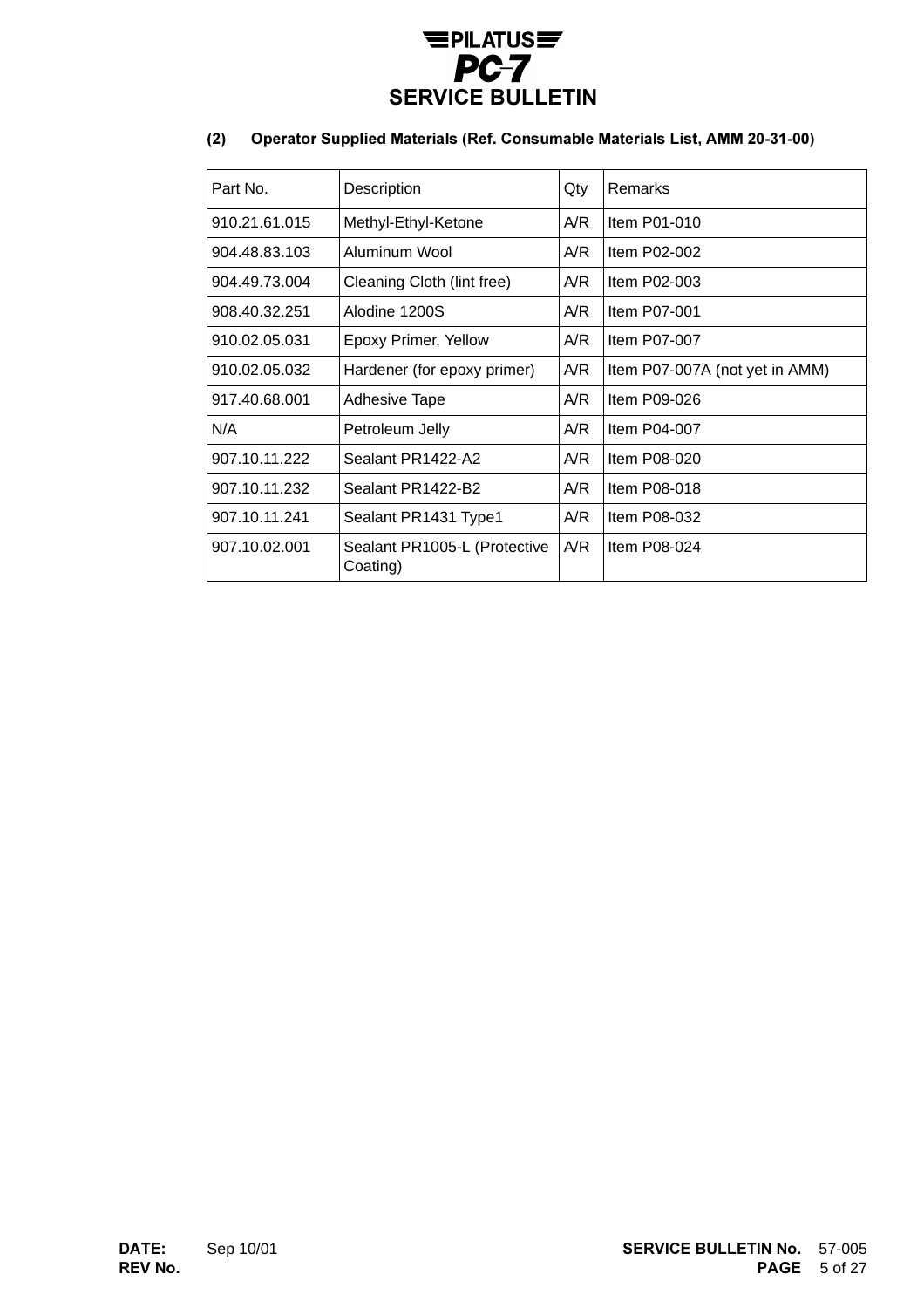#### (2) Operator Supplied Materials (Ref. Consumable Materials List, AMM 20-31-00)

| Part No. | Description | Qty | Remarks |
|---|---|---|---|
| 910.21.61.015 | Methyl-Ethyl-Ketone | A/R | Item P01-010 |
| 904.48.83.103 | Aluminum Wool | A/R | Item P02-002 |
| 904.49.73.004 | Cleaning Cloth (lint free) | A/R | Item P02-003 |
| 908.40.32.251 | Alodine 1200S | A/R | Item P07-001 |
| 910.02.05.031 | Epoxy Primer, Yellow | A/R | Item P07-007 |
| 910.02.05.032 | Hardener (for epoxy primer) | A/R | Item P07-007A (not yet in AMM) |
| 917.40.68.001 | Adhesive Tape | A/R | Item P09-026 |
| N/A | Petroleum Jelly | A/R | Item P04-007 |
| 907.10.11.222 | Sealant PR1422-A2 | A/R | Item P08-020 |
| 907.10.11.232 | Sealant PR1422-B2 | A/R | Item P08-018 |
| 907.10.11.241 | Sealant PR1431 Type1 | A/R | Item P08-032 |
| 907.10.02.001 | Sealant PR1005-L (Protective Coating) | A/R | Item P08-024 |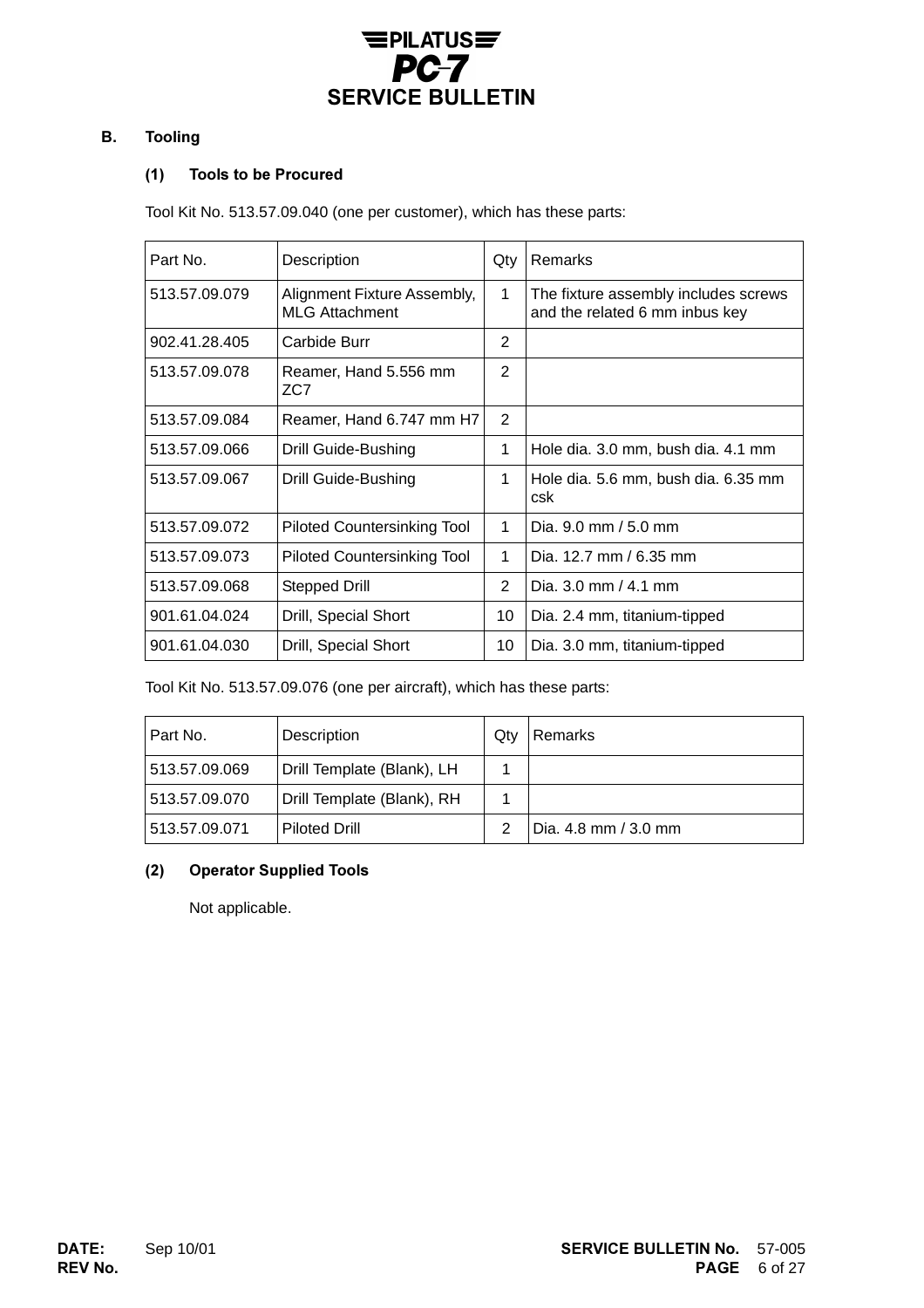### B. Tooling

#### (1) Tools to be Procured

Tool Kit No. 513.57.09.040 (one per customer), which has these parts:

| Part No. | Description | Qty | Remarks |
|---|---|---|---|
| 513.57.09.079 | Alignment Fixture Assembly, MLG Attachment | 1 | The fixture assembly includes screws and the related 6 mm inbus key |
| 902.41.28.405 | Carbide Burr | 2 | |
| 513.57.09.078 | Reamer, Hand 5.556 mm ZC7 | 2 | |
| 513.57.09.084 | Reamer, Hand 6.747 mm H7 | 2 | |
| 513.57.09.066 | Drill Guide-Bushing | 1 | Hole dia. 3.0 mm, bush dia. 4.1 mm |
| 513.57.09.067 | Drill Guide-Bushing | 1 | Hole dia. 5.6 mm, bush dia. 6.35 mm csk |
| 513.57.09.072 | Piloted Countersinking Tool | 1 | Dia. 9.0 mm / 5.0 mm |
| 513.57.09.073 | Piloted Countersinking Tool | 1 | Dia. 12.7 mm / 6.35 mm |
| 513.57.09.068 | Stepped Drill | 2 | Dia. 3.0 mm / 4.1 mm |
| 901.61.04.024 | Drill, Special Short | 10 | Dia. 2.4 mm, titanium-tipped |
| 901.61.04.030 | Drill, Special Short | 10 | Dia. 3.0 mm, titanium-tipped |

Tool Kit No. 513.57.09.076 (one per aircraft), which has these parts:

| Part No. | Description | Qty | Remarks |
|---|---|---|---|
| 513.57.09.069 | Drill Template (Blank), LH | 1 | |
| 513.57.09.070 | Drill Template (Blank), RH | 1 | |
| 513.57.09.071 | Piloted Drill | 2 | Dia. 4.8 mm / 3.0 mm |

#### (2) Operator Supplied Tools

Not applicable.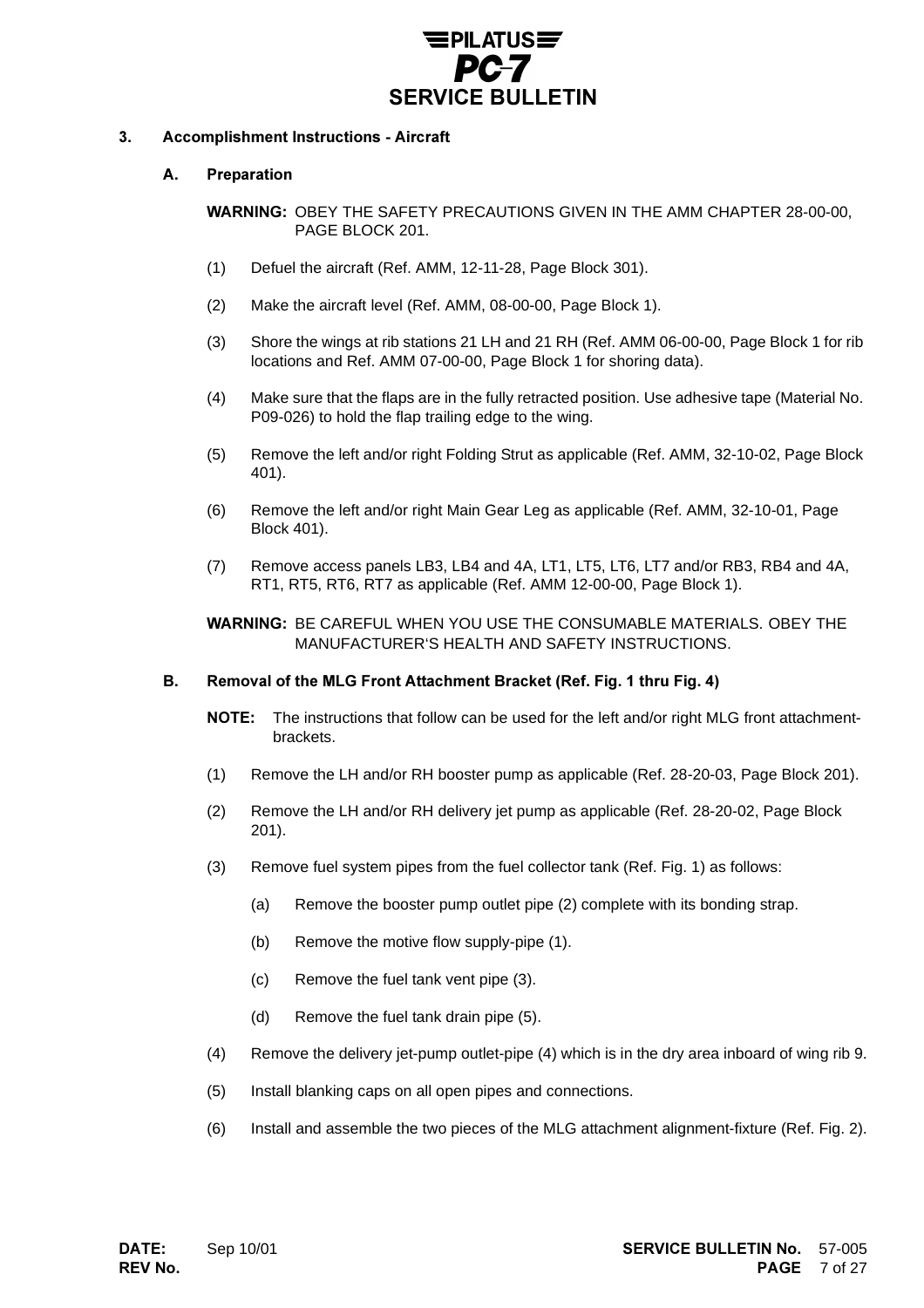## 3. Accomplishment Instructions - Aircraft

### A. Preparation

**WARNING:** OBEY THE SAFETY PRECAUTIONS GIVEN IN THE AMM CHAPTER 28-00-00, PAGE BLOCK 201.

(1) Defuel the aircraft (Ref. AMM, 12-11-28, Page Block 301).

(2) Make the aircraft level (Ref. AMM, 08-00-00, Page Block 1).

(3) Shore the wings at rib stations 21 LH and 21 RH (Ref. AMM 06-00-00, Page Block 1 for rib locations and Ref. AMM 07-00-00, Page Block 1 for shoring data).

(4) Make sure that the flaps are in the fully retracted position. Use adhesive tape (Material No. P09-026) to hold the flap trailing edge to the wing.

(5) Remove the left and/or right Folding Strut as applicable (Ref. AMM, 32-10-02, Page Block 401).

(6) Remove the left and/or right Main Gear Leg as applicable (Ref. AMM, 32-10-01, Page Block 401).

(7) Remove access panels LB3, LB4 and 4A, LT1, LT5, LT6, LT7 and/or RB3, RB4 and 4A, RT1, RT5, RT6, RT7 as applicable (Ref. AMM 12-00-00, Page Block 1).

**WARNING:** BE CAREFUL WHEN YOU USE THE CONSUMABLE MATERIALS. OBEY THE MANUFACTURER'S HEALTH AND SAFETY INSTRUCTIONS.

### B. Removal of the MLG Front Attachment Bracket (Ref. Fig. 1 thru Fig. 4)

**NOTE:** The instructions that follow can be used for the left and/or right MLG front attachment-brackets.

(1) Remove the LH and/or RH booster pump as applicable (Ref. 28-20-03, Page Block 201).

(2) Remove the LH and/or RH delivery jet pump as applicable (Ref. 28-20-02, Page Block 201).

(3) Remove fuel system pipes from the fuel collector tank (Ref. Fig. 1) as follows:

(a) Remove the booster pump outlet pipe (2) complete with its bonding strap.

(b) Remove the motive flow supply-pipe (1).

(c) Remove the fuel tank vent pipe (3).

(d) Remove the fuel tank drain pipe (5).

(4) Remove the delivery jet-pump outlet-pipe (4) which is in the dry area inboard of wing rib 9.

(5) Install blanking caps on all open pipes and connections.

(6) Install and assemble the two pieces of the MLG attachment alignment-fixture (Ref. Fig. 2).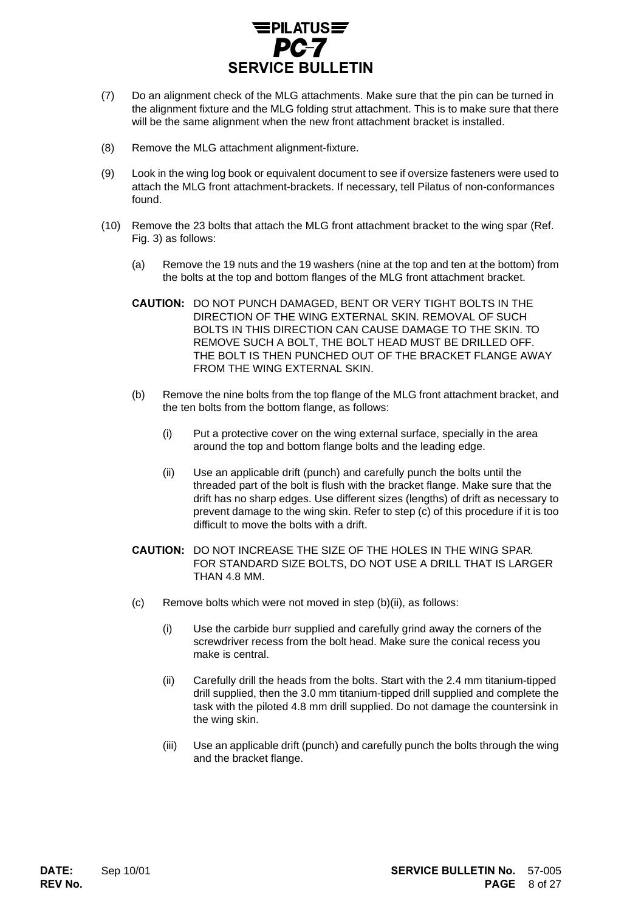(7) Do an alignment check of the MLG attachments. Make sure that the pin can be turned in the alignment fixture and the MLG folding strut attachment. This is to make sure that there will be the same alignment when the new front attachment bracket is installed.

(8) Remove the MLG attachment alignment-fixture.

(9) Look in the wing log book or equivalent document to see if oversize fasteners were used to attach the MLG front attachment-brackets. If necessary, tell Pilatus of non-conformances found.

(10) Remove the 23 bolts that attach the MLG front attachment bracket to the wing spar (Ref. Fig. 3) as follows:

(a) Remove the 19 nuts and the 19 washers (nine at the top and ten at the bottom) from the bolts at the top and bottom flanges of the MLG front attachment bracket.

**CAUTION:** DO NOT PUNCH DAMAGED, BENT OR VERY TIGHT BOLTS IN THE DIRECTION OF THE WING EXTERNAL SKIN. REMOVAL OF SUCH BOLTS IN THIS DIRECTION CAN CAUSE DAMAGE TO THE SKIN. TO REMOVE SUCH A BOLT, THE BOLT HEAD MUST BE DRILLED OFF. THE BOLT IS THEN PUNCHED OUT OF THE BRACKET FLANGE AWAY FROM THE WING EXTERNAL SKIN.

(b) Remove the nine bolts from the top flange of the MLG front attachment bracket, and the ten bolts from the bottom flange, as follows:

(i) Put a protective cover on the wing external surface, specially in the area around the top and bottom flange bolts and the leading edge.

(ii) Use an applicable drift (punch) and carefully punch the bolts until the threaded part of the bolt is flush with the bracket flange. Make sure that the drift has no sharp edges. Use different sizes (lengths) of drift as necessary to prevent damage to the wing skin. Refer to step (c) of this procedure if it is too difficult to move the bolts with a drift.

**CAUTION:** DO NOT INCREASE THE SIZE OF THE HOLES IN THE WING SPAR. FOR STANDARD SIZE BOLTS, DO NOT USE A DRILL THAT IS LARGER THAN 4.8 MM.

(c) Remove bolts which were not moved in step (b)(ii), as follows:

(i) Use the carbide burr supplied and carefully grind away the corners of the screwdriver recess from the bolt head. Make sure the conical recess you make is central.

(ii) Carefully drill the heads from the bolts. Start with the 2.4 mm titanium-tipped drill supplied, then the 3.0 mm titanium-tipped drill supplied and complete the task with the piloted 4.8 mm drill supplied. Do not damage the countersink in the wing skin.

(iii) Use an applicable drift (punch) and carefully punch the bolts through the wing and the bracket flange.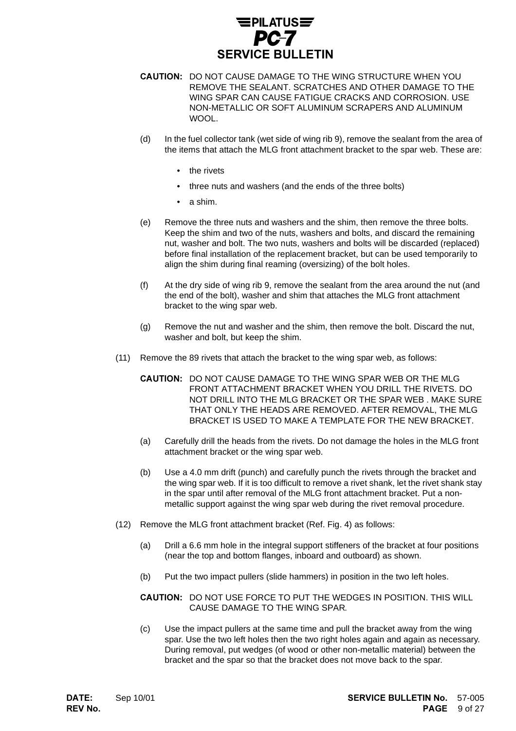**CAUTION:** DO NOT CAUSE DAMAGE TO THE WING STRUCTURE WHEN YOU REMOVE THE SEALANT. SCRATCHES AND OTHER DAMAGE TO THE WING SPAR CAN CAUSE FATIGUE CRACKS AND CORROSION. USE NON-METALLIC OR SOFT ALUMINUM SCRAPERS AND ALUMINUM WOOL.

(d) In the fuel collector tank (wet side of wing rib 9), remove the sealant from the area of the items that attach the MLG front attachment bracket to the spar web. These are:

- the rivets
- three nuts and washers (and the ends of the three bolts)
- a shim.

(e) Remove the three nuts and washers and the shim, then remove the three bolts. Keep the shim and two of the nuts, washers and bolts, and discard the remaining nut, washer and bolt. The two nuts, washers and bolts will be discarded (replaced) before final installation of the replacement bracket, but can be used temporarily to align the shim during final reaming (oversizing) of the bolt holes.

(f) At the dry side of wing rib 9, remove the sealant from the area around the nut (and the end of the bolt), washer and shim that attaches the MLG front attachment bracket to the wing spar web.

(g) Remove the nut and washer and the shim, then remove the bolt. Discard the nut, washer and bolt, but keep the shim.

(11) Remove the 89 rivets that attach the bracket to the wing spar web, as follows:

**CAUTION:** DO NOT CAUSE DAMAGE TO THE WING SPAR WEB OR THE MLG FRONT ATTACHMENT BRACKET WHEN YOU DRILL THE RIVETS. DO NOT DRILL INTO THE MLG BRACKET OR THE SPAR WEB . MAKE SURE THAT ONLY THE HEADS ARE REMOVED. AFTER REMOVAL, THE MLG BRACKET IS USED TO MAKE A TEMPLATE FOR THE NEW BRACKET.

(a) Carefully drill the heads from the rivets. Do not damage the holes in the MLG front attachment bracket or the wing spar web.

(b) Use a 4.0 mm drift (punch) and carefully punch the rivets through the bracket and the wing spar web. If it is too difficult to remove a rivet shank, let the rivet shank stay in the spar until after removal of the MLG front attachment bracket. Put a non-metallic support against the wing spar web during the rivet removal procedure.

(12) Remove the MLG front attachment bracket (Ref. Fig. 4) as follows:

(a) Drill a 6.6 mm hole in the integral support stiffeners of the bracket at four positions (near the top and bottom flanges, inboard and outboard) as shown.

(b) Put the two impact pullers (slide hammers) in position in the two left holes.

**CAUTION:** DO NOT USE FORCE TO PUT THE WEDGES IN POSITION. THIS WILL CAUSE DAMAGE TO THE WING SPAR.

(c) Use the impact pullers at the same time and pull the bracket away from the wing spar. Use the two left holes then the two right holes again and again as necessary. During removal, put wedges (of wood or other non-metallic material) between the bracket and the spar so that the bracket does not move back to the spar.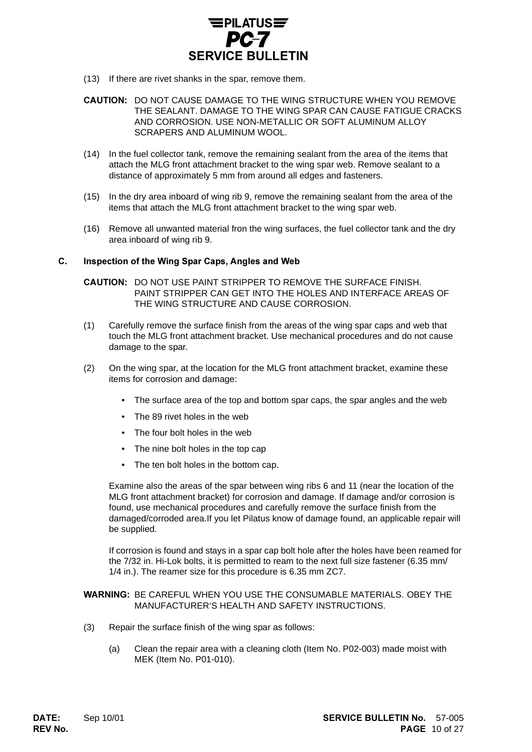(13) If there are rivet shanks in the spar, remove them.

**CAUTION:** DO NOT CAUSE DAMAGE TO THE WING STRUCTURE WHEN YOU REMOVE THE SEALANT. DAMAGE TO THE WING SPAR CAN CAUSE FATIGUE CRACKS AND CORROSION. USE NON-METALLIC OR SOFT ALUMINUM ALLOY SCRAPERS AND ALUMINUM WOOL.

(14) In the fuel collector tank, remove the remaining sealant from the area of the items that attach the MLG front attachment bracket to the wing spar web. Remove sealant to a distance of approximately 5 mm from around all edges and fasteners.

(15) In the dry area inboard of wing rib 9, remove the remaining sealant from the area of the items that attach the MLG front attachment bracket to the wing spar web.

(16) Remove all unwanted material fron the wing surfaces, the fuel collector tank and the dry area inboard of wing rib 9.

## C. Inspection of the Wing Spar Caps, Angles and Web

**CAUTION:** DO NOT USE PAINT STRIPPER TO REMOVE THE SURFACE FINISH. PAINT STRIPPER CAN GET INTO THE HOLES AND INTERFACE AREAS OF THE WING STRUCTURE AND CAUSE CORROSION.

(1) Carefully remove the surface finish from the areas of the wing spar caps and web that touch the MLG front attachment bracket. Use mechanical procedures and do not cause damage to the spar.

(2) On the wing spar, at the location for the MLG front attachment bracket, examine these items for corrosion and damage:

- The surface area of the top and bottom spar caps, the spar angles and the web
- The 89 rivet holes in the web
- The four bolt holes in the web
- The nine bolt holes in the top cap
- The ten bolt holes in the bottom cap.

Examine also the areas of the spar between wing ribs 6 and 11 (near the location of the MLG front attachment bracket) for corrosion and damage. If damage and/or corrosion is found, use mechanical procedures and carefully remove the surface finish from the damaged/corroded area.If you let Pilatus know of damage found, an applicable repair will be supplied.

If corrosion is found and stays in a spar cap bolt hole after the holes have been reamed for the 7/32 in. Hi-Lok bolts, it is permitted to ream to the next full size fastener (6.35 mm/ 1/4 in.). The reamer size for this procedure is 6.35 mm ZC7.

**WARNING:** BE CAREFUL WHEN YOU USE THE CONSUMABLE MATERIALS. OBEY THE MANUFACTURER'S HEALTH AND SAFETY INSTRUCTIONS.

(3) Repair the surface finish of the wing spar as follows:

(a) Clean the repair area with a cleaning cloth (Item No. P02-003) made moist with MEK (Item No. P01-010).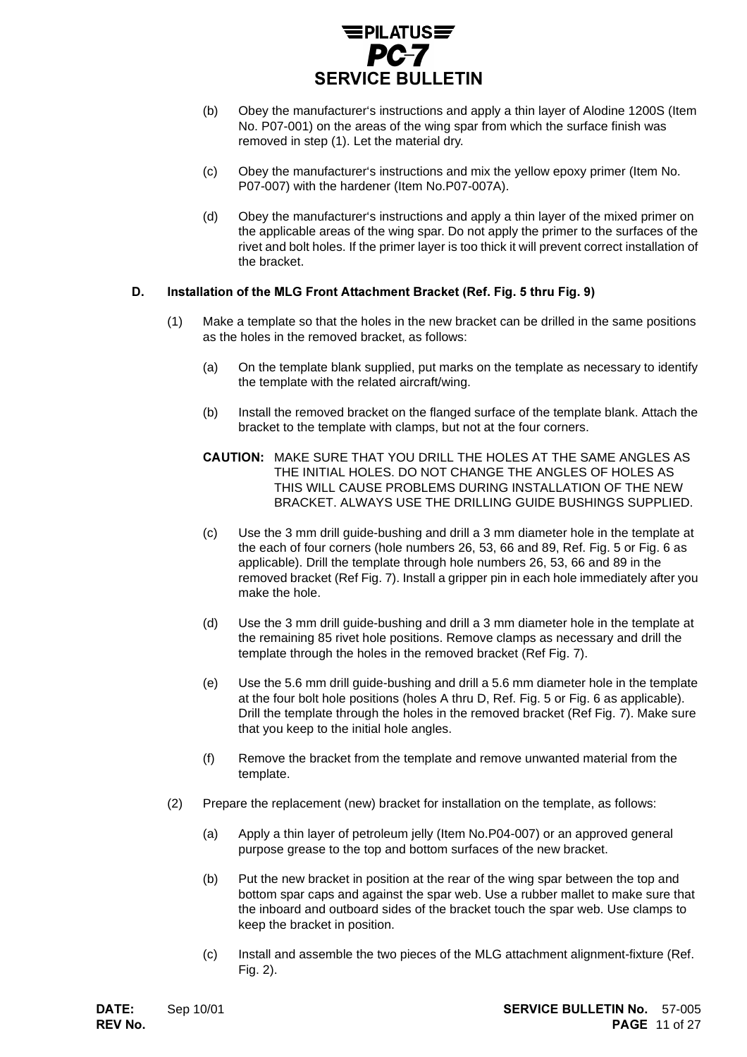(b) Obey the manufacturer‘s instructions and apply a thin layer of Alodine 1200S (Item No. P07-001) on the areas of the wing spar from which the surface finish was removed in step (1). Let the material dry.

(c) Obey the manufacturer‘s instructions and mix the yellow epoxy primer (Item No. P07-007) with the hardener (Item No.P07-007A).

(d) Obey the manufacturer‘s instructions and apply a thin layer of the mixed primer on the applicable areas of the wing spar. Do not apply the primer to the surfaces of the rivet and bolt holes. If the primer layer is too thick it will prevent correct installation of the bracket.

### D. Installation of the MLG Front Attachment Bracket (Ref. Fig. 5 thru Fig. 9)

(1) Make a template so that the holes in the new bracket can be drilled in the same positions as the holes in the removed bracket, as follows:

(a) On the template blank supplied, put marks on the template as necessary to identify the template with the related aircraft/wing.

(b) Install the removed bracket on the flanged surface of the template blank. Attach the bracket to the template with clamps, but not at the four corners.

**CAUTION:** MAKE SURE THAT YOU DRILL THE HOLES AT THE SAME ANGLES AS THE INITIAL HOLES. DO NOT CHANGE THE ANGLES OF HOLES AS THIS WILL CAUSE PROBLEMS DURING INSTALLATION OF THE NEW BRACKET. ALWAYS USE THE DRILLING GUIDE BUSHINGS SUPPLIED.

(c) Use the 3 mm drill guide-bushing and drill a 3 mm diameter hole in the template at the each of four corners (hole numbers 26, 53, 66 and 89, Ref. Fig. 5 or Fig. 6 as applicable). Drill the template through hole numbers 26, 53, 66 and 89 in the removed bracket (Ref Fig. 7). Install a gripper pin in each hole immediately after you make the hole.

(d) Use the 3 mm drill guide-bushing and drill a 3 mm diameter hole in the template at the remaining 85 rivet hole positions. Remove clamps as necessary and drill the template through the holes in the removed bracket (Ref Fig. 7).

(e) Use the 5.6 mm drill guide-bushing and drill a 5.6 mm diameter hole in the template at the four bolt hole positions (holes A thru D, Ref. Fig. 5 or Fig. 6 as applicable). Drill the template through the holes in the removed bracket (Ref Fig. 7). Make sure that you keep to the initial hole angles.

(f) Remove the bracket from the template and remove unwanted material from the template.

(2) Prepare the replacement (new) bracket for installation on the template, as follows:

(a) Apply a thin layer of petroleum jelly (Item No.P04-007) or an approved general purpose grease to the top and bottom surfaces of the new bracket.

(b) Put the new bracket in position at the rear of the wing spar between the top and bottom spar caps and against the spar web. Use a rubber mallet to make sure that the inboard and outboard sides of the bracket touch the spar web. Use clamps to keep the bracket in position.

(c) Install and assemble the two pieces of the MLG attachment alignment-fixture (Ref. Fig. 2).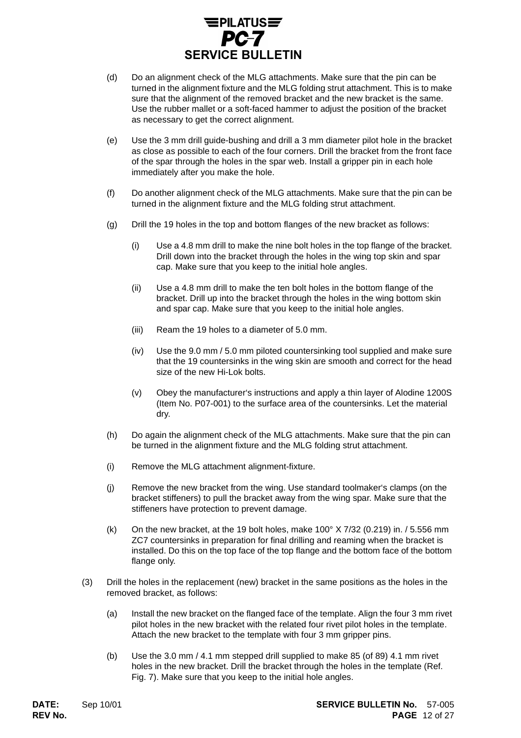(d) Do an alignment check of the MLG attachments. Make sure that the pin can be turned in the alignment fixture and the MLG folding strut attachment. This is to make sure that the alignment of the removed bracket and the new bracket is the same. Use the rubber mallet or a soft-faced hammer to adjust the position of the bracket as necessary to get the correct alignment.

(e) Use the 3 mm drill guide-bushing and drill a 3 mm diameter pilot hole in the bracket as close as possible to each of the four corners. Drill the bracket from the front face of the spar through the holes in the spar web. Install a gripper pin in each hole immediately after you make the hole.

(f) Do another alignment check of the MLG attachments. Make sure that the pin can be turned in the alignment fixture and the MLG folding strut attachment.

(g) Drill the 19 holes in the top and bottom flanges of the new bracket as follows:

(i) Use a 4.8 mm drill to make the nine bolt holes in the top flange of the bracket. Drill down into the bracket through the holes in the wing top skin and spar cap. Make sure that you keep to the initial hole angles.

(ii) Use a 4.8 mm drill to make the ten bolt holes in the bottom flange of the bracket. Drill up into the bracket through the holes in the wing bottom skin and spar cap. Make sure that you keep to the initial hole angles.

(iii) Ream the 19 holes to a diameter of 5.0 mm.

(iv) Use the 9.0 mm / 5.0 mm piloted countersinking tool supplied and make sure that the 19 countersinks in the wing skin are smooth and correct for the head size of the new Hi-Lok bolts.

(v) Obey the manufacturer's instructions and apply a thin layer of Alodine 1200S (Item No. P07-001) to the surface area of the countersinks. Let the material dry.

(h) Do again the alignment check of the MLG attachments. Make sure that the pin can be turned in the alignment fixture and the MLG folding strut attachment.

(i) Remove the MLG attachment alignment-fixture.

(j) Remove the new bracket from the wing. Use standard toolmaker's clamps (on the bracket stiffeners) to pull the bracket away from the wing spar. Make sure that the stiffeners have protection to prevent damage.

(k) On the new bracket, at the 19 bolt holes, make 100° X 7/32 (0.219) in. / 5.556 mm ZC7 countersinks in preparation for final drilling and reaming when the bracket is installed. Do this on the top face of the top flange and the bottom face of the bottom flange only.

(3) Drill the holes in the replacement (new) bracket in the same positions as the holes in the removed bracket, as follows:

(a) Install the new bracket on the flanged face of the template. Align the four 3 mm rivet pilot holes in the new bracket with the related four rivet pilot holes in the template. Attach the new bracket to the template with four 3 mm gripper pins.

(b) Use the 3.0 mm / 4.1 mm stepped drill supplied to make 85 (of 89) 4.1 mm rivet holes in the new bracket. Drill the bracket through the holes in the template (Ref. Fig. 7). Make sure that you keep to the initial hole angles.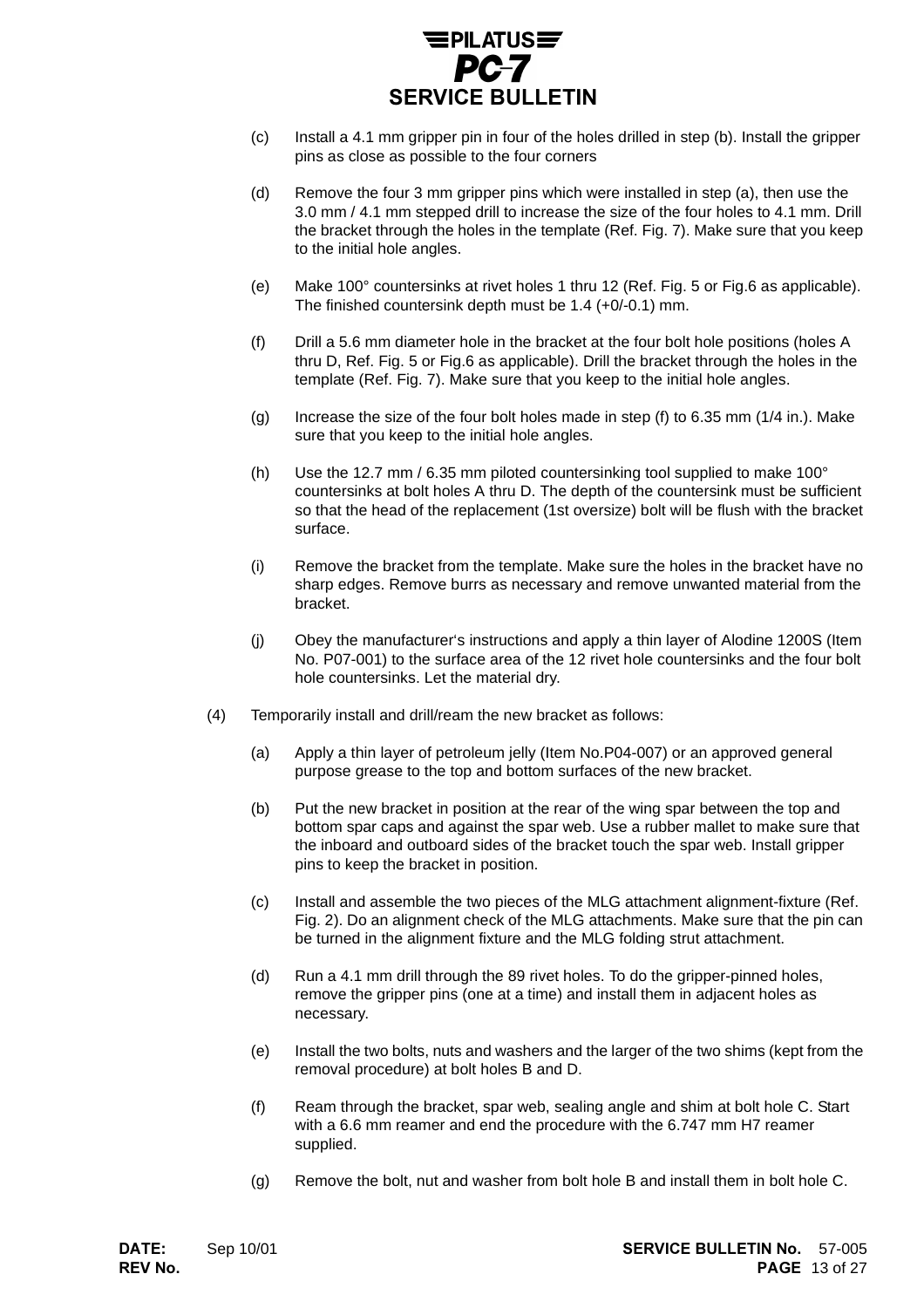(c) Install a 4.1 mm gripper pin in four of the holes drilled in step (b). Install the gripper pins as close as possible to the four corners

(d) Remove the four 3 mm gripper pins which were installed in step (a), then use the 3.0 mm / 4.1 mm stepped drill to increase the size of the four holes to 4.1 mm. Drill the bracket through the holes in the template (Ref. Fig. 7). Make sure that you keep to the initial hole angles.

(e) Make 100° countersinks at rivet holes 1 thru 12 (Ref. Fig. 5 or Fig.6 as applicable). The finished countersink depth must be 1.4 (+0/-0.1) mm.

(f) Drill a 5.6 mm diameter hole in the bracket at the four bolt hole positions (holes A thru D, Ref. Fig. 5 or Fig.6 as applicable). Drill the bracket through the holes in the template (Ref. Fig. 7). Make sure that you keep to the initial hole angles.

(g) Increase the size of the four bolt holes made in step (f) to 6.35 mm (1/4 in.). Make sure that you keep to the initial hole angles.

(h) Use the 12.7 mm / 6.35 mm piloted countersinking tool supplied to make 100° countersinks at bolt holes A thru D. The depth of the countersink must be sufficient so that the head of the replacement (1st oversize) bolt will be flush with the bracket surface.

(i) Remove the bracket from the template. Make sure the holes in the bracket have no sharp edges. Remove burrs as necessary and remove unwanted material from the bracket.

(j) Obey the manufacturer's instructions and apply a thin layer of Alodine 1200S (Item No. P07-001) to the surface area of the 12 rivet hole countersinks and the four bolt hole countersinks. Let the material dry.

(4) Temporarily install and drill/ream the new bracket as follows:

(a) Apply a thin layer of petroleum jelly (Item No.P04-007) or an approved general purpose grease to the top and bottom surfaces of the new bracket.

(b) Put the new bracket in position at the rear of the wing spar between the top and bottom spar caps and against the spar web. Use a rubber mallet to make sure that the inboard and outboard sides of the bracket touch the spar web. Install gripper pins to keep the bracket in position.

(c) Install and assemble the two pieces of the MLG attachment alignment-fixture (Ref. Fig. 2). Do an alignment check of the MLG attachments. Make sure that the pin can be turned in the alignment fixture and the MLG folding strut attachment.

(d) Run a 4.1 mm drill through the 89 rivet holes. To do the gripper-pinned holes, remove the gripper pins (one at a time) and install them in adjacent holes as necessary.

(e) Install the two bolts, nuts and washers and the larger of the two shims (kept from the removal procedure) at bolt holes B and D.

(f) Ream through the bracket, spar web, sealing angle and shim at bolt hole C. Start with a 6.6 mm reamer and end the procedure with the 6.747 mm H7 reamer supplied.

(g) Remove the bolt, nut and washer from bolt hole B and install them in bolt hole C.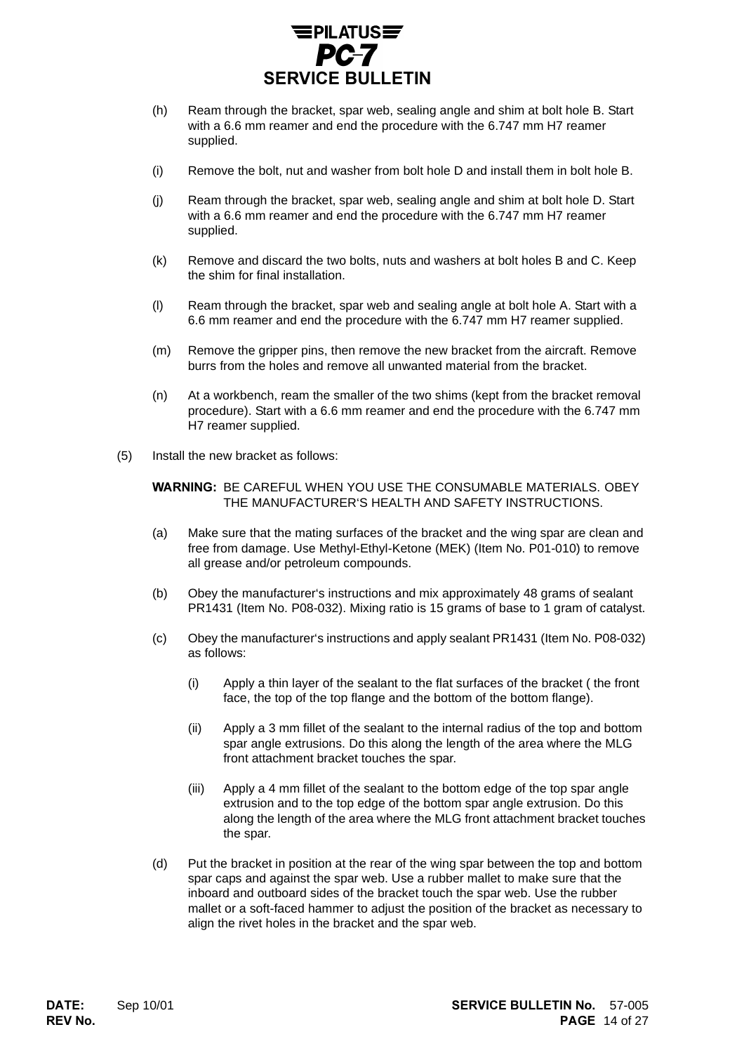(h) Ream through the bracket, spar web, sealing angle and shim at bolt hole B. Start with a 6.6 mm reamer and end the procedure with the 6.747 mm H7 reamer supplied.

(i) Remove the bolt, nut and washer from bolt hole D and install them in bolt hole B.

(j) Ream through the bracket, spar web, sealing angle and shim at bolt hole D. Start with a 6.6 mm reamer and end the procedure with the 6.747 mm H7 reamer supplied.

(k) Remove and discard the two bolts, nuts and washers at bolt holes B and C. Keep the shim for final installation.

(l) Ream through the bracket, spar web and sealing angle at bolt hole A. Start with a 6.6 mm reamer and end the procedure with the 6.747 mm H7 reamer supplied.

(m) Remove the gripper pins, then remove the new bracket from the aircraft. Remove burrs from the holes and remove all unwanted material from the bracket.

(n) At a workbench, ream the smaller of the two shims (kept from the bracket removal procedure). Start with a 6.6 mm reamer and end the procedure with the 6.747 mm H7 reamer supplied.

(5) Install the new bracket as follows:

**WARNING:** BE CAREFUL WHEN YOU USE THE CONSUMABLE MATERIALS. OBEY THE MANUFACTURER'S HEALTH AND SAFETY INSTRUCTIONS.

(a) Make sure that the mating surfaces of the bracket and the wing spar are clean and free from damage. Use Methyl-Ethyl-Ketone (MEK) (Item No. P01-010) to remove all grease and/or petroleum compounds.

(b) Obey the manufacturer's instructions and mix approximately 48 grams of sealant PR1431 (Item No. P08-032). Mixing ratio is 15 grams of base to 1 gram of catalyst.

(c) Obey the manufacturer's instructions and apply sealant PR1431 (Item No. P08-032) as follows:

(i) Apply a thin layer of the sealant to the flat surfaces of the bracket ( the front face, the top of the top flange and the bottom of the bottom flange).

(ii) Apply a 3 mm fillet of the sealant to the internal radius of the top and bottom spar angle extrusions. Do this along the length of the area where the MLG front attachment bracket touches the spar.

(iii) Apply a 4 mm fillet of the sealant to the bottom edge of the top spar angle extrusion and to the top edge of the bottom spar angle extrusion. Do this along the length of the area where the MLG front attachment bracket touches the spar.

(d) Put the bracket in position at the rear of the wing spar between the top and bottom spar caps and against the spar web. Use a rubber mallet to make sure that the inboard and outboard sides of the bracket touch the spar web. Use the rubber mallet or a soft-faced hammer to adjust the position of the bracket as necessary to align the rivet holes in the bracket and the spar web.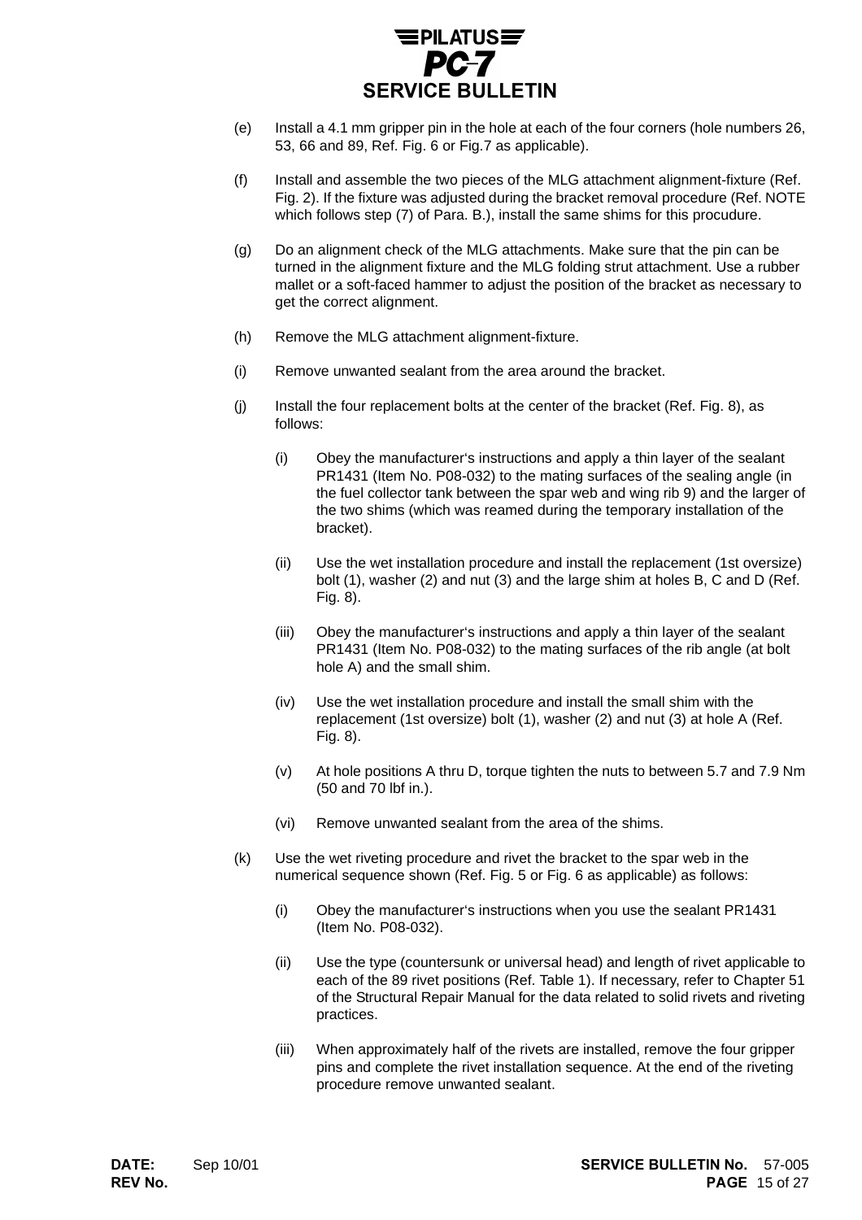(e) Install a 4.1 mm gripper pin in the hole at each of the four corners (hole numbers 26, 53, 66 and 89, Ref. Fig. 6 or Fig.7 as applicable).

(f) Install and assemble the two pieces of the MLG attachment alignment-fixture (Ref. Fig. 2). If the fixture was adjusted during the bracket removal procedure (Ref. NOTE which follows step (7) of Para. B.), install the same shims for this procudure.

(g) Do an alignment check of the MLG attachments. Make sure that the pin can be turned in the alignment fixture and the MLG folding strut attachment. Use a rubber mallet or a soft-faced hammer to adjust the position of the bracket as necessary to get the correct alignment.

(h) Remove the MLG attachment alignment-fixture.

(i) Remove unwanted sealant from the area around the bracket.

(j) Install the four replacement bolts at the center of the bracket (Ref. Fig. 8), as follows:

   (i) Obey the manufacturer's instructions and apply a thin layer of the sealant PR1431 (Item No. P08-032) to the mating surfaces of the sealing angle (in the fuel collector tank between the spar web and wing rib 9) and the larger of the two shims (which was reamed during the temporary installation of the bracket).

   (ii) Use the wet installation procedure and install the replacement (1st oversize) bolt (1), washer (2) and nut (3) and the large shim at holes B, C and D (Ref. Fig. 8).

   (iii) Obey the manufacturer's instructions and apply a thin layer of the sealant PR1431 (Item No. P08-032) to the mating surfaces of the rib angle (at bolt hole A) and the small shim.

   (iv) Use the wet installation procedure and install the small shim with the replacement (1st oversize) bolt (1), washer (2) and nut (3) at hole A (Ref. Fig. 8).

   (v) At hole positions A thru D, torque tighten the nuts to between 5.7 and 7.9 Nm (50 and 70 lbf in.).

   (vi) Remove unwanted sealant from the area of the shims.

(k) Use the wet riveting procedure and rivet the bracket to the spar web in the numerical sequence shown (Ref. Fig. 5 or Fig. 6 as applicable) as follows:

   (i) Obey the manufacturer's instructions when you use the sealant PR1431 (Item No. P08-032).

   (ii) Use the type (countersunk or universal head) and length of rivet applicable to each of the 89 rivet positions (Ref. Table 1). If necessary, refer to Chapter 51 of the Structural Repair Manual for the data related to solid rivets and riveting practices.

   (iii) When approximately half of the rivets are installed, remove the four gripper pins and complete the rivet installation sequence. At the end of the riveting procedure remove unwanted sealant.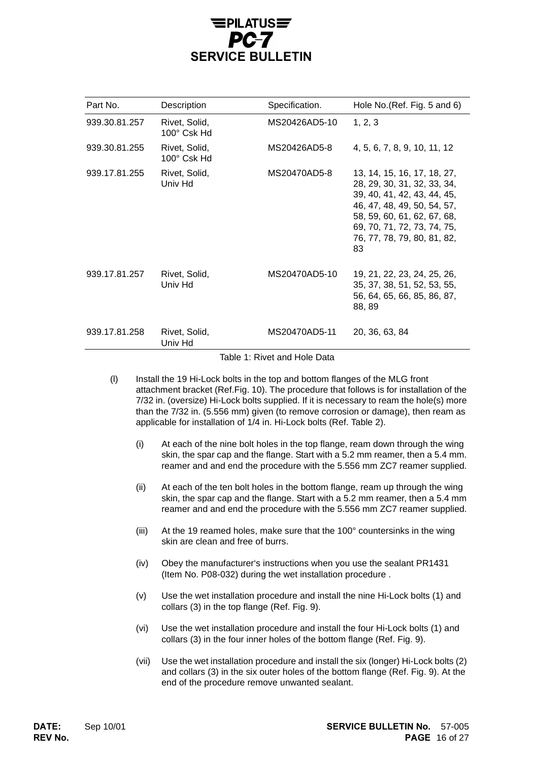| Part No. | Description | Specification. | Hole No.(Ref. Fig. 5 and 6) |
|---|---|---|---|
| 939.30.81.257 | Rivet, Solid, 100° Csk Hd | MS20426AD5-10 | 1, 2, 3 |
| 939.30.81.255 | Rivet, Solid, 100° Csk Hd | MS20426AD5-8 | 4, 5, 6, 7, 8, 9, 10, 11, 12 |
| 939.17.81.255 | Rivet, Solid, Univ Hd | MS20470AD5-8 | 13, 14, 15, 16, 17, 18, 27, 28, 29, 30, 31, 32, 33, 34, 39, 40, 41, 42, 43, 44, 45, 46, 47, 48, 49, 50, 54, 57, 58, 59, 60, 61, 62, 67, 68, 69, 70, 71, 72, 73, 74, 75, 76, 77, 78, 79, 80, 81, 82, 83 |
| 939.17.81.257 | Rivet, Solid, Univ Hd | MS20470AD5-10 | 19, 21, 22, 23, 24, 25, 26, 35, 37, 38, 51, 52, 53, 55, 56, 64, 65, 66, 85, 86, 87, 88, 89 |
| 939.17.81.258 | Rivet, Solid, Univ Hd | MS20470AD5-11 | 20, 36, 63, 84 |

Table 1: Rivet and Hole Data

(l) Install the 19 Hi-Lock bolts in the top and bottom flanges of the MLG front attachment bracket (Ref.Fig. 10). The procedure that follows is for installation of the 7/32 in. (oversize) Hi-Lock bolts supplied. If it is necessary to ream the hole(s) more than the 7/32 in. (5.556 mm) given (to remove corrosion or damage), then ream as applicable for installation of 1/4 in. Hi-Lock bolts (Ref. Table 2).

(i) At each of the nine bolt holes in the top flange, ream down through the wing skin, the spar cap and the flange. Start with a 5.2 mm reamer, then a 5.4 mm. reamer and and end the procedure with the 5.556 mm ZC7 reamer supplied.

(ii) At each of the ten bolt holes in the bottom flange, ream up through the wing skin, the spar cap and the flange. Start with a 5.2 mm reamer, then a 5.4 mm reamer and and end the procedure with the 5.556 mm ZC7 reamer supplied.

(iii) At the 19 reamed holes, make sure that the 100° countersinks in the wing skin are clean and free of burrs.

(iv) Obey the manufacturer's instructions when you use the sealant PR1431 (Item No. P08-032) during the wet installation procedure .

(v) Use the wet installation procedure and install the nine Hi-Lock bolts (1) and collars (3) in the top flange (Ref. Fig. 9).

(vi) Use the wet installation procedure and install the four Hi-Lock bolts (1) and collars (3) in the four inner holes of the bottom flange (Ref. Fig. 9).

(vii) Use the wet installation procedure and install the six (longer) Hi-Lock bolts (2) and collars (3) in the six outer holes of the bottom flange (Ref. Fig. 9). At the end of the procedure remove unwanted sealant.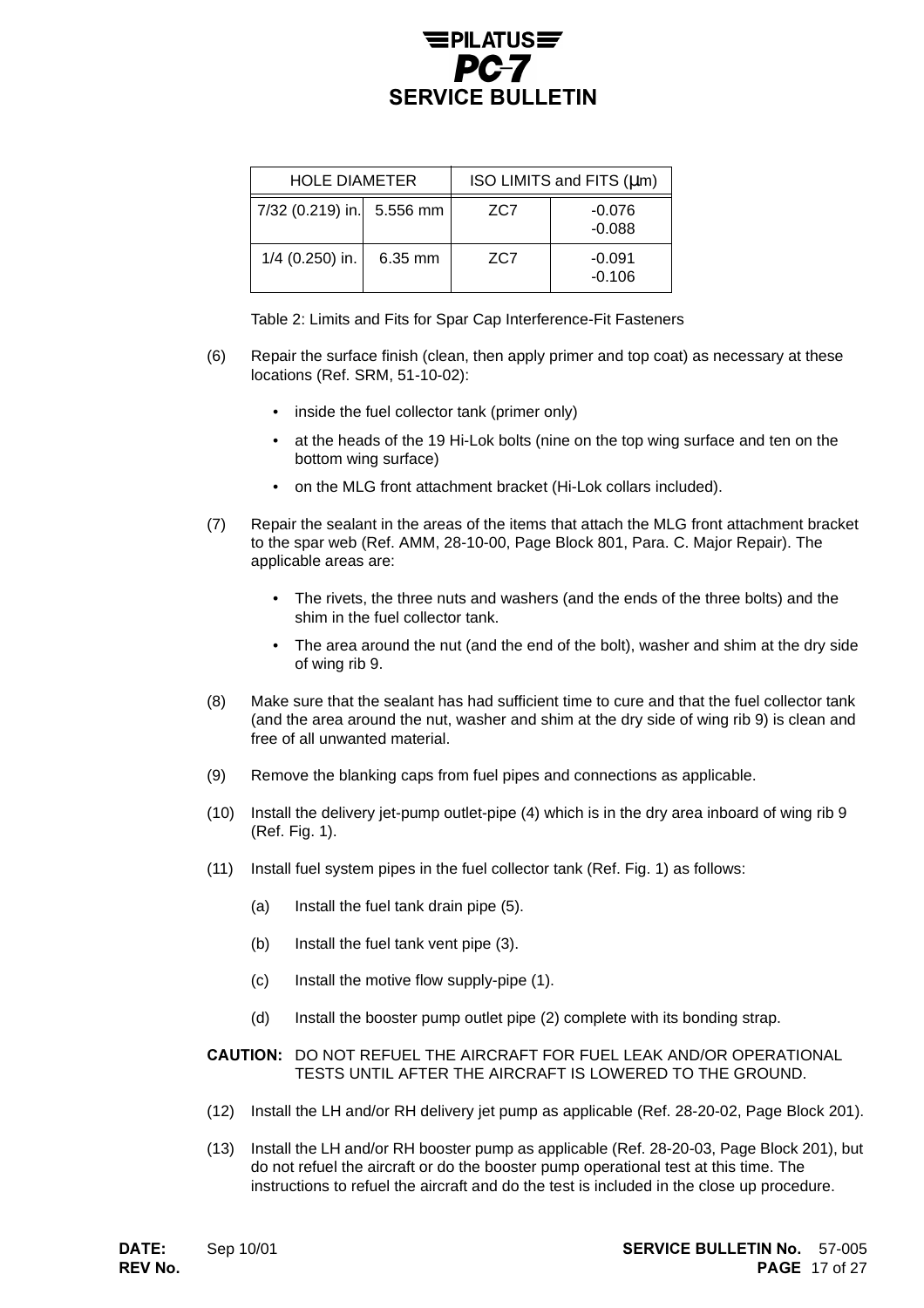| HOLE DIAMETER | | ISO LIMITS and FITS (μm) | |
|---|---|---|---|
| 7/32 (0.219) in. | 5.556 mm | ZC7 | -0.076<br>-0.088 |
| 1/4 (0.250) in. | 6.35 mm | ZC7 | -0.091<br>-0.106 |

Table 2: Limits and Fits for Spar Cap Interference-Fit Fasteners

(6) Repair the surface finish (clean, then apply primer and top coat) as necessary at these locations (Ref. SRM, 51-10-02):

- inside the fuel collector tank (primer only)
- at the heads of the 19 Hi-Lok bolts (nine on the top wing surface and ten on the bottom wing surface)
- on the MLG front attachment bracket (Hi-Lok collars included).

(7) Repair the sealant in the areas of the items that attach the MLG front attachment bracket to the spar web (Ref. AMM, 28-10-00, Page Block 801, Para. C. Major Repair). The applicable areas are:

- The rivets, the three nuts and washers (and the ends of the three bolts) and the shim in the fuel collector tank.
- The area around the nut (and the end of the bolt), washer and shim at the dry side of wing rib 9.

(8) Make sure that the sealant has had sufficient time to cure and that the fuel collector tank (and the area around the nut, washer and shim at the dry side of wing rib 9) is clean and free of all unwanted material.

(9) Remove the blanking caps from fuel pipes and connections as applicable.

(10) Install the delivery jet-pump outlet-pipe (4) which is in the dry area inboard of wing rib 9 (Ref. Fig. 1).

(11) Install fuel system pipes in the fuel collector tank (Ref. Fig. 1) as follows:

(a) Install the fuel tank drain pipe (5).

(b) Install the fuel tank vent pipe (3).

(c) Install the motive flow supply-pipe (1).

(d) Install the booster pump outlet pipe (2) complete with its bonding strap.

**CAUTION:** DO NOT REFUEL THE AIRCRAFT FOR FUEL LEAK AND/OR OPERATIONAL TESTS UNTIL AFTER THE AIRCRAFT IS LOWERED TO THE GROUND.

(12) Install the LH and/or RH delivery jet pump as applicable (Ref. 28-20-02, Page Block 201).

(13) Install the LH and/or RH booster pump as applicable (Ref. 28-20-03, Page Block 201), but do not refuel the aircraft or do the booster pump operational test at this time. The instructions to refuel the aircraft and do the test is included in the close up procedure.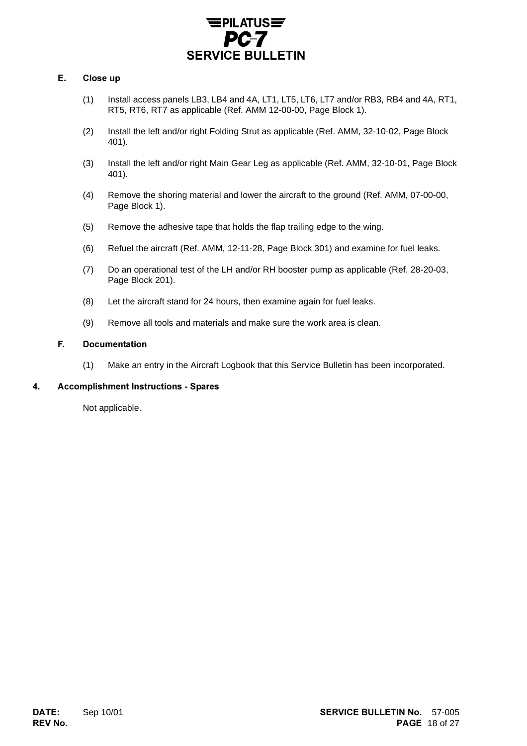### E. Close up

(1) Install access panels LB3, LB4 and 4A, LT1, LT5, LT6, LT7 and/or RB3, RB4 and 4A, RT1, RT5, RT6, RT7 as applicable (Ref. AMM 12-00-00, Page Block 1).

(2) Install the left and/or right Folding Strut as applicable (Ref. AMM, 32-10-02, Page Block 401).

(3) Install the left and/or right Main Gear Leg as applicable (Ref. AMM, 32-10-01, Page Block 401).

(4) Remove the shoring material and lower the aircraft to the ground (Ref. AMM, 07-00-00, Page Block 1).

(5) Remove the adhesive tape that holds the flap trailing edge to the wing.

(6) Refuel the aircraft (Ref. AMM, 12-11-28, Page Block 301) and examine for fuel leaks.

(7) Do an operational test of the LH and/or RH booster pump as applicable (Ref. 28-20-03, Page Block 201).

(8) Let the aircraft stand for 24 hours, then examine again for fuel leaks.

(9) Remove all tools and materials and make sure the work area is clean.

### F. Documentation

(1) Make an entry in the Aircraft Logbook that this Service Bulletin has been incorporated.

## 4. Accomplishment Instructions - Spares

Not applicable.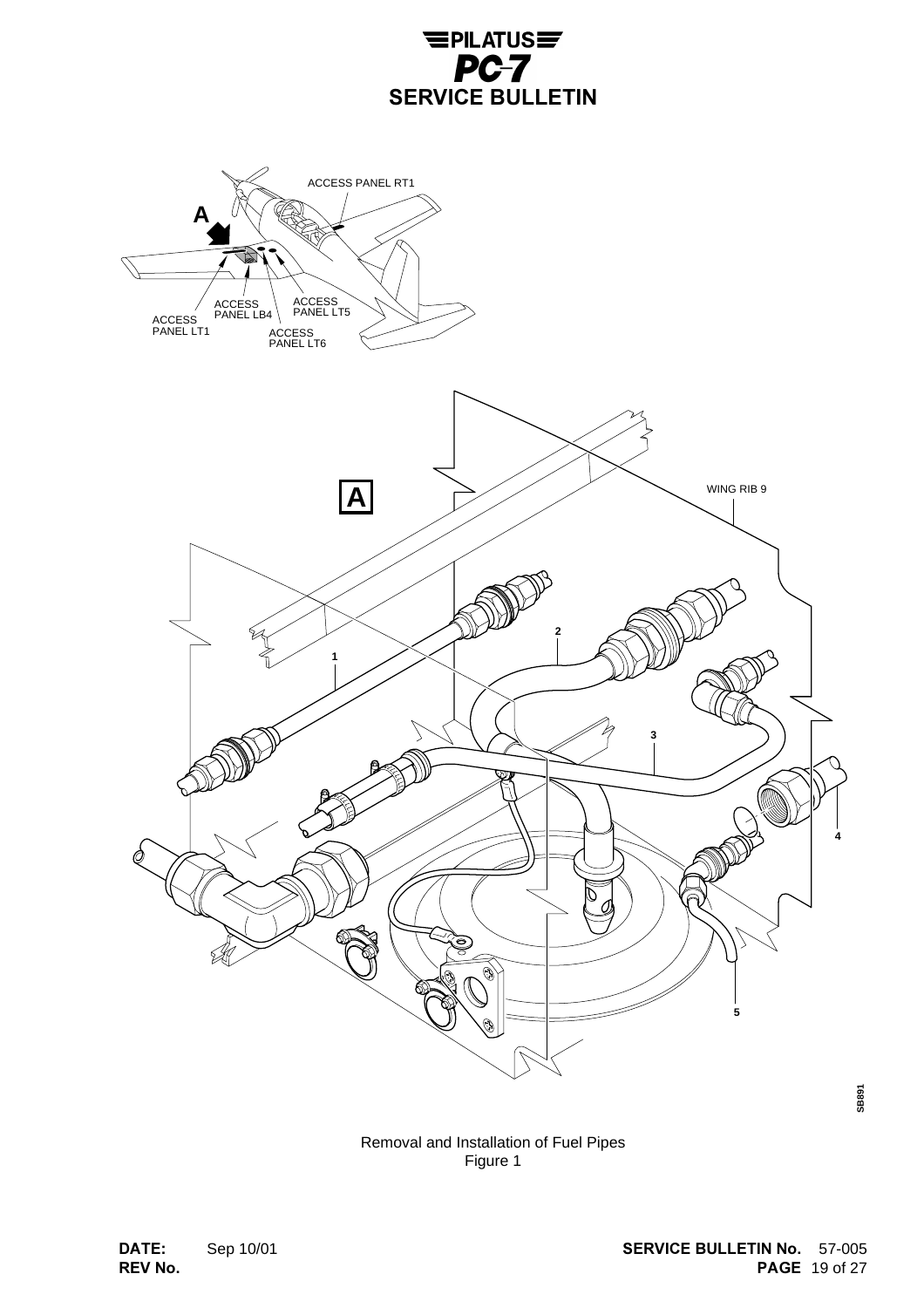Removal and Installation of Fuel Pipes
Figure 1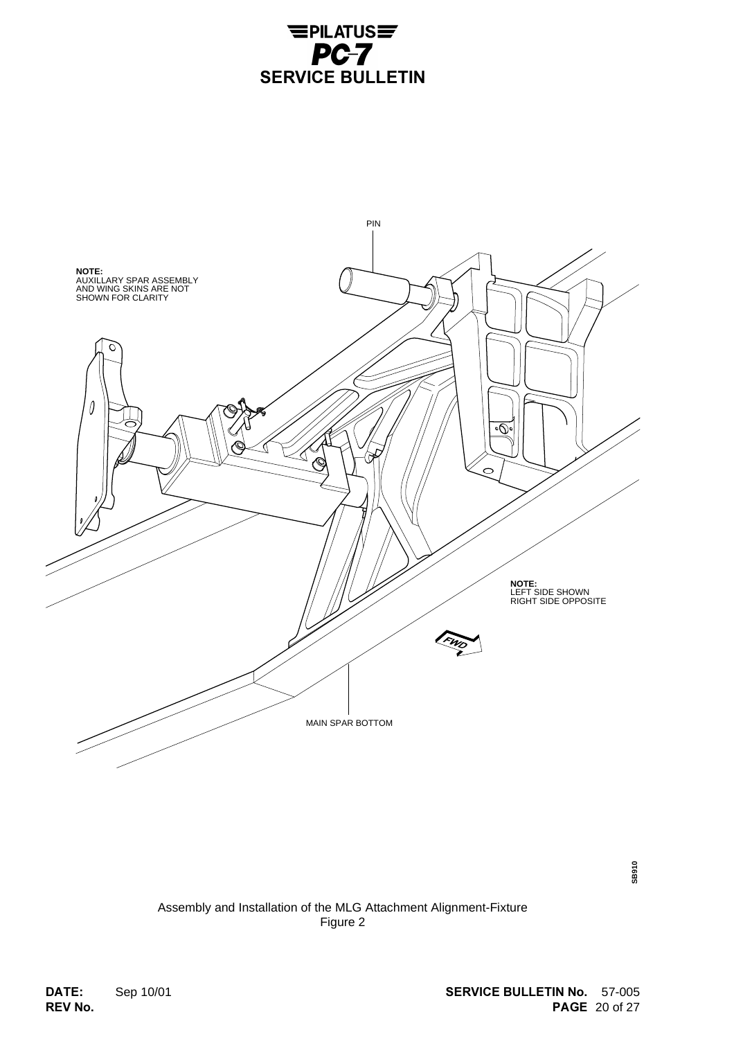PIN

**NOTE:**
AUXILLARY SPAR ASSEMBLY
AND WING SKINS ARE NOT
SHOWN FOR CLARITY

**NOTE:**
LEFT SIDE SHOWN
RIGHT SIDE OPPOSITE

FWD

MAIN SPAR BOTTOM

SB910

Assembly and Installation of the MLG Attachment Alignment-Fixture
Figure 2

**DATE:** Sep 10/01
**REV No.**

**SERVICE BULLETIN No.** 57-005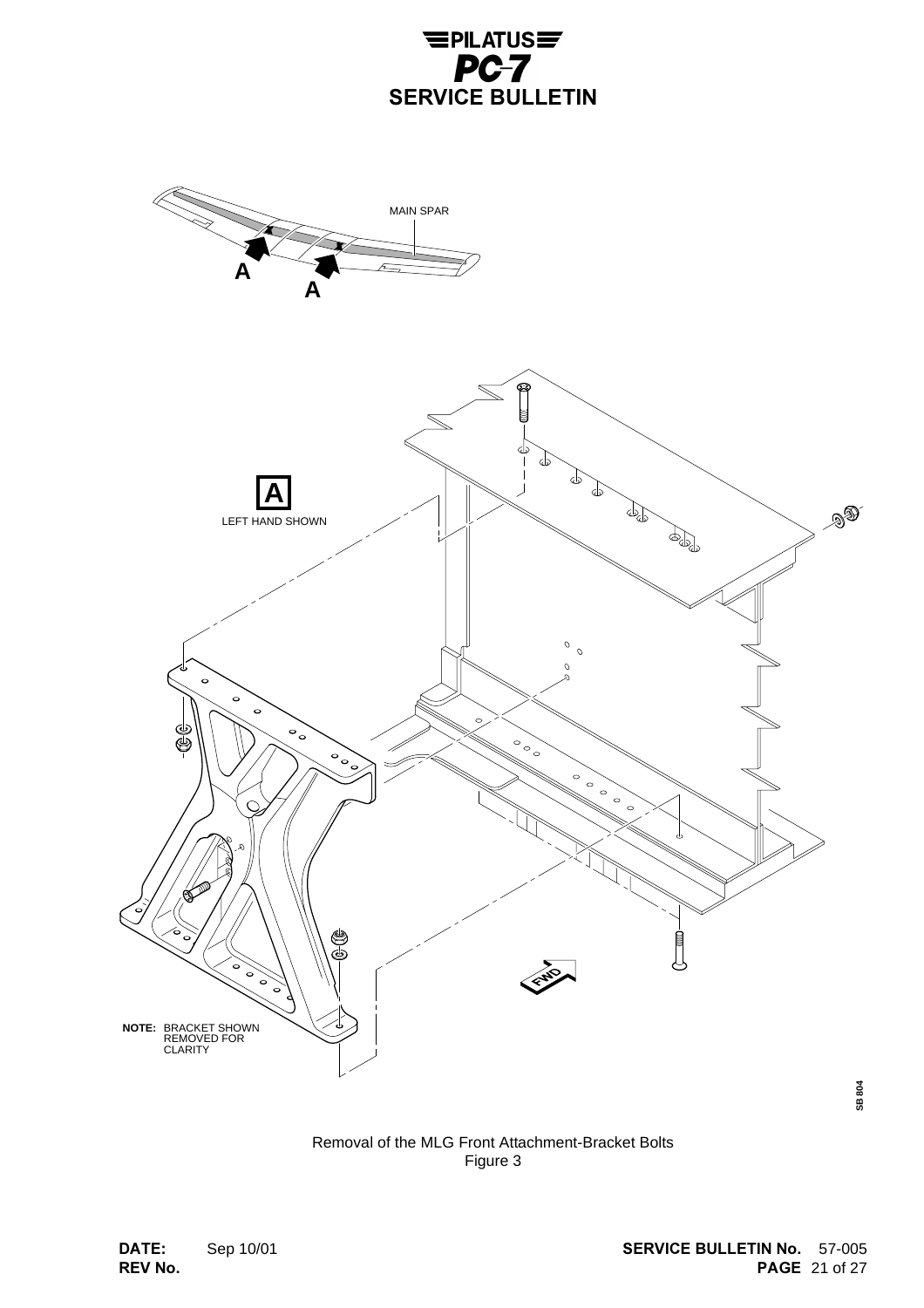MAIN SPAR

A

A

A

LEFT HAND SHOWN

FWD

**NOTE:** BRACKET SHOWN REMOVED FOR CLARITY

SB 804

Removal of the MLG Front Attachment-Bracket Bolts
Figure 3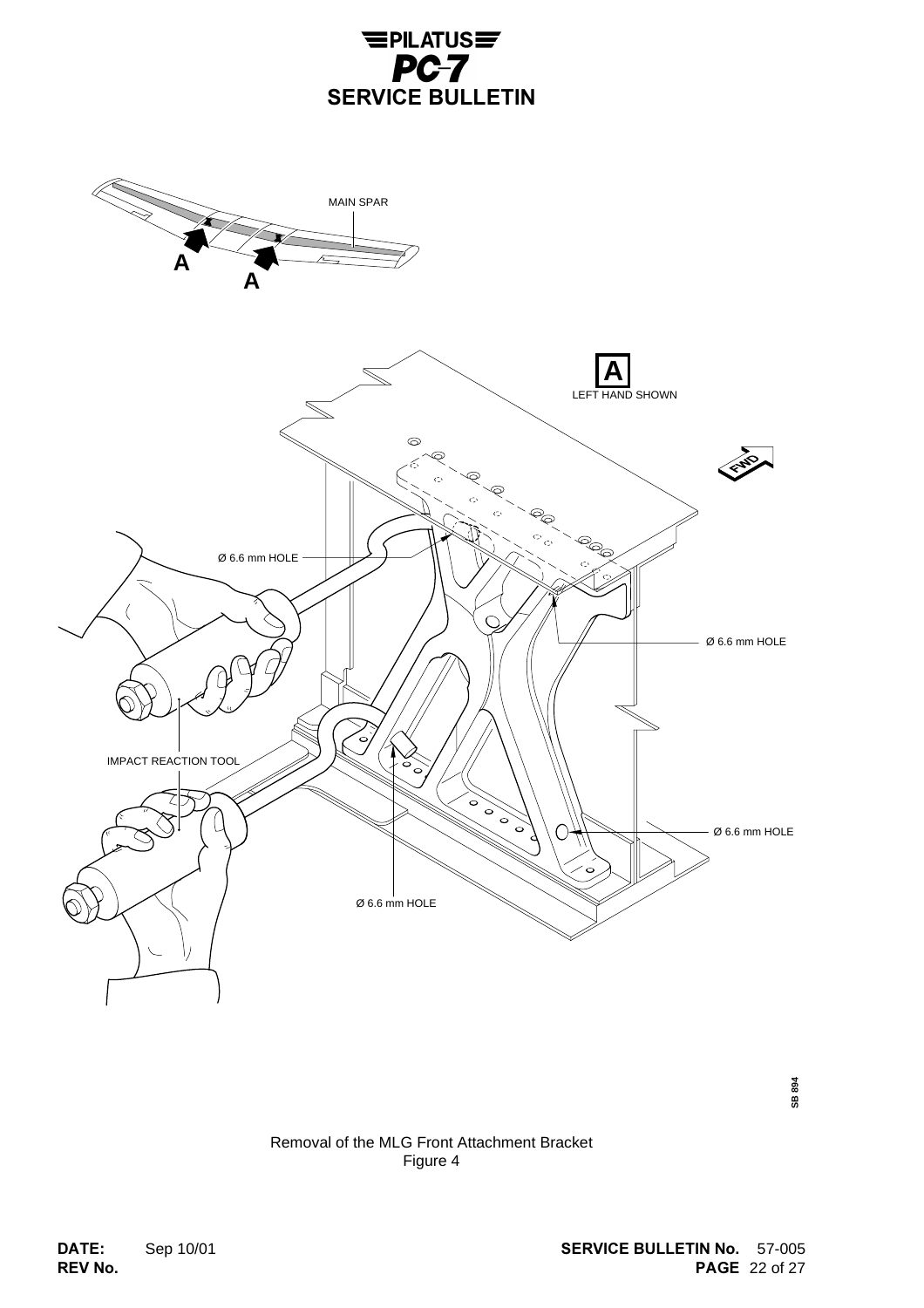MAIN SPAR

A

A

A

LEFT HAND SHOWN

FWD

Ø 6.6 mm HOLE

Ø 6.6 mm HOLE

IMPACT REACTION TOOL

Ø 6.6 mm HOLE

Ø 6.6 mm HOLE

SB 894

Removal of the MLG Front Attachment Bracket
Figure 4

**DATE:** Sep 10/01
**REV No.**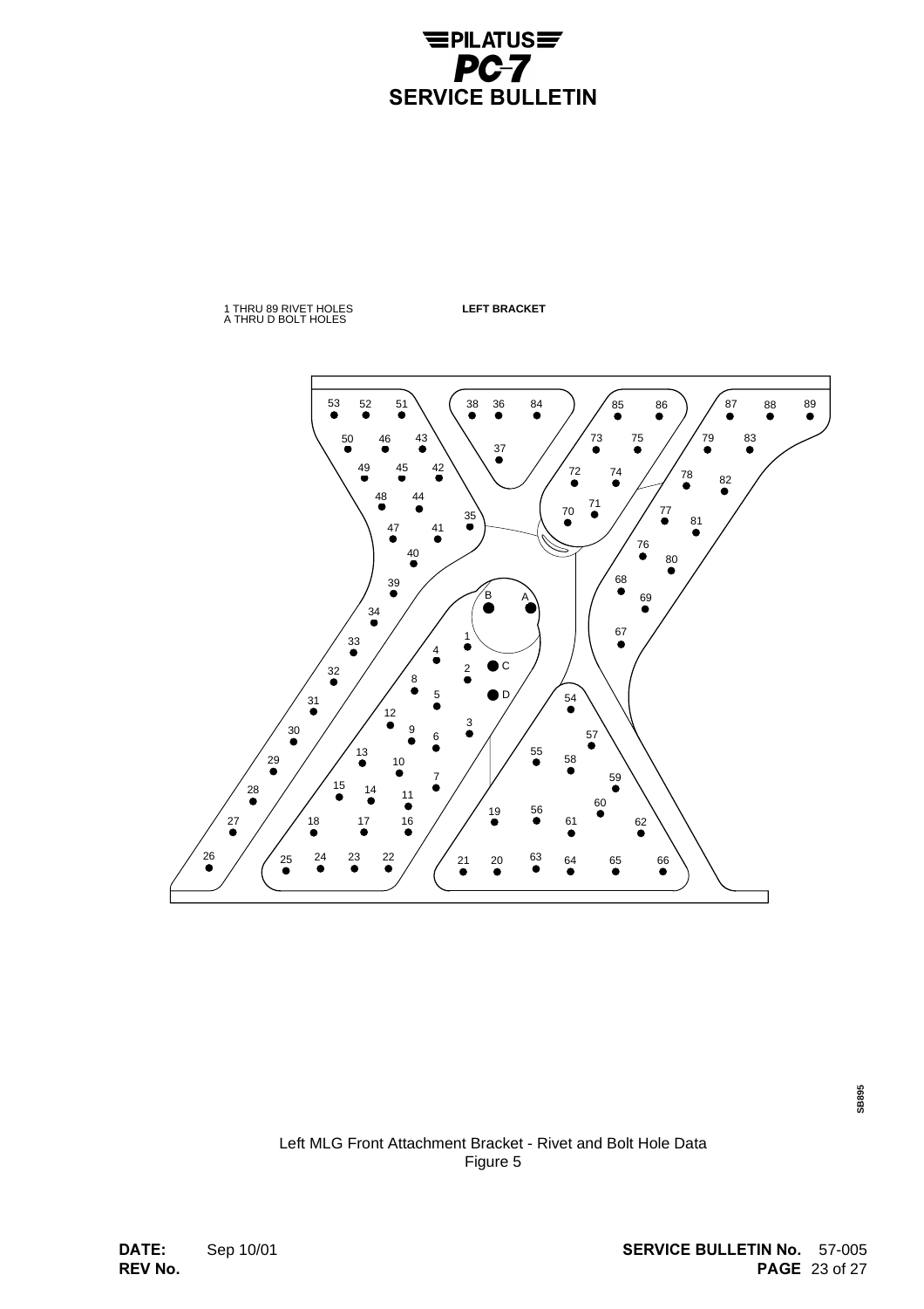# PILATUS PC-7 SERVICE BULLETIN

1 THRU 89 RIVET HOLES
A THRU D BOLT HOLES

**LEFT BRACKET**

SB895

Left MLG Front Attachment Bracket - Rivet and Bolt Hole Data
Figure 5

**DATE:** Sep 10/01
**REV No.**

**SERVICE BULLETIN No.** 57-005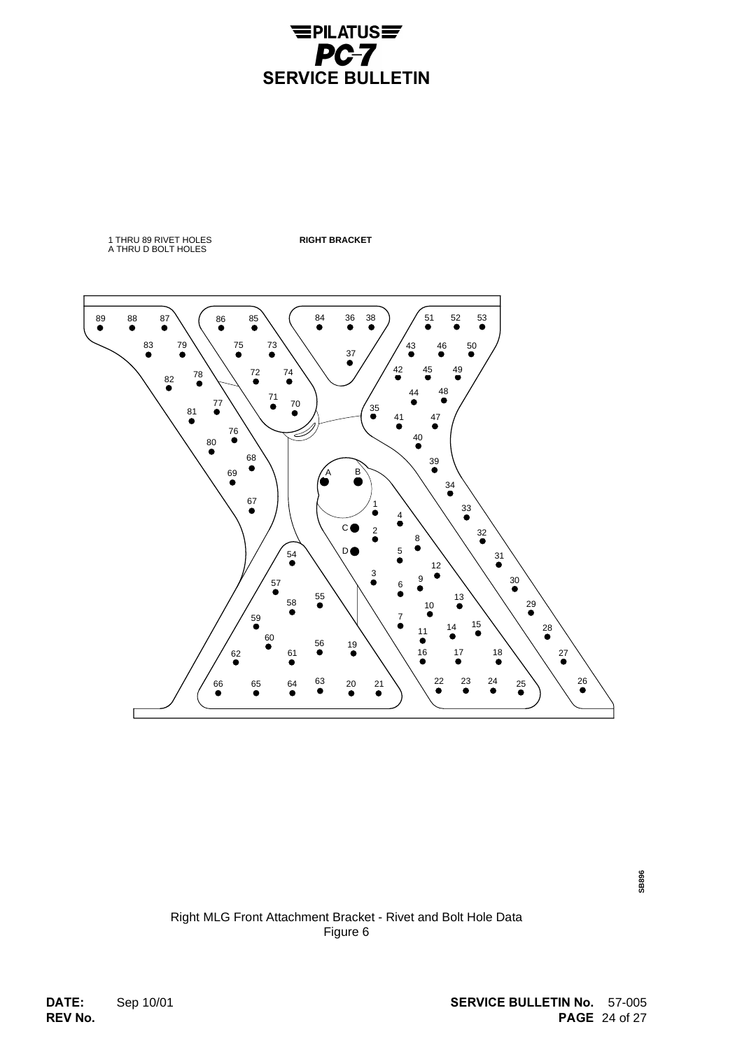1 THRU 89 RIVET HOLES
A THRU D BOLT HOLES

**RIGHT BRACKET**

89 88 87 86 85 84 36 38 51 52 53
83 79 75 73 37 43 46 50
82 78 72 74 42 45 49
77 71 70 44 48
81 35 41 47
76 40
80
68 39
69 A B
34
67
1 4 33
C 2 32
D 8
54 5 31
12
3 9 30
57 6
55 13
58 10 29
59 7
15
14 28
11
60 56 19
62 61 16 17 18 27
66 65 64 63 20 21 22 23 24 25 26

SB896

Right MLG Front Attachment Bracket - Rivet and Bolt Hole Data
Figure 6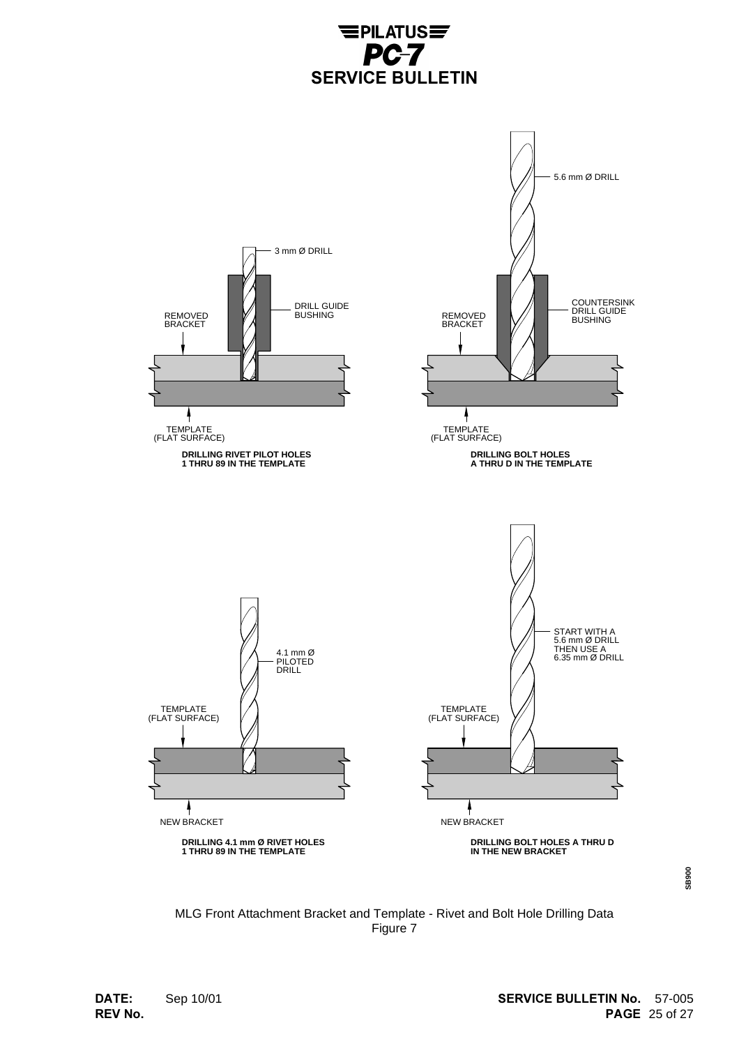3 mm Ø DRILL

DRILL GUIDE BUSHING

REMOVED BRACKET

TEMPLATE (FLAT SURFACE)

**DRILLING RIVET PILOT HOLES 1 THRU 89 IN THE TEMPLATE**

5.6 mm Ø DRILL

COUNTERSINK DRILL GUIDE BUSHING

REMOVED BRACKET

TEMPLATE (FLAT SURFACE)

**DRILLING BOLT HOLES A THRU D IN THE TEMPLATE**

4.1 mm Ø PILOTED DRILL

TEMPLATE (FLAT SURFACE)

NEW BRACKET

**DRILLING 4.1 mm Ø RIVET HOLES 1 THRU 89 IN THE TEMPLATE**

START WITH A 5.6 mm Ø DRILL THEN USE A 6.35 mm Ø DRILL

TEMPLATE (FLAT SURFACE)

NEW BRACKET

**DRILLING BOLT HOLES A THRU D IN THE NEW BRACKET**

SB900

MLG Front Attachment Bracket and Template - Rivet and Bolt Hole Drilling Data
Figure 7

**DATE:** Sep 10/01
**REV No.**
**SERVICE BULLETIN No.** 57-005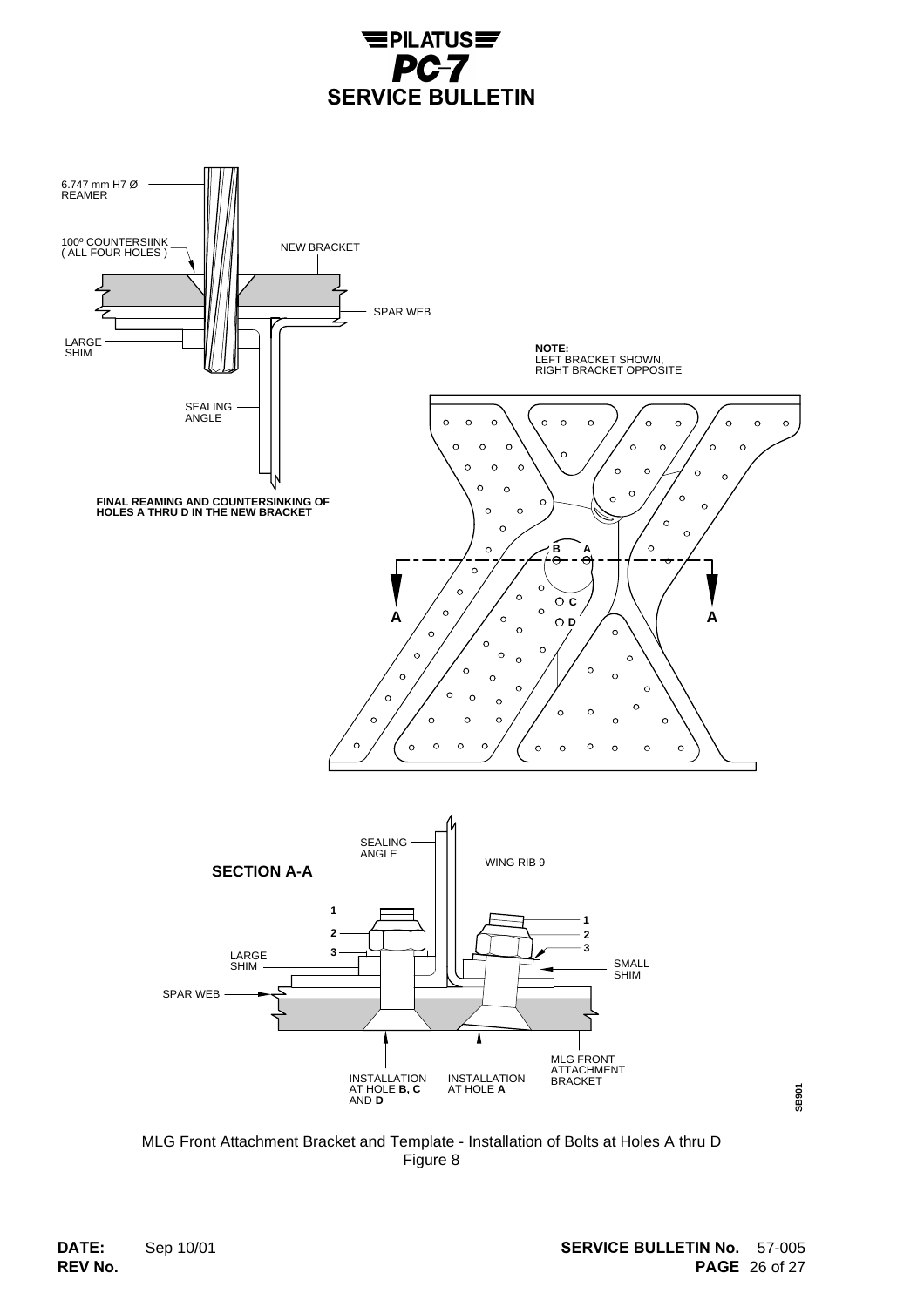6.747 mm H7 Ø REAMER

100º COUNTERSIINK ( ALL FOUR HOLES )

NEW BRACKET

SPAR WEB

LARGE SHIM

SEALING ANGLE

**FINAL REAMING AND COUNTERSINKING OF HOLES A THRU D IN THE NEW BRACKET**

**NOTE:**
LEFT BRACKET SHOWN, RIGHT BRACKET OPPOSITE

B A C D

A A

SEALING ANGLE

WING RIB 9

**SECTION A-A**

1 2 3

1 2 3

LARGE SHIM

SMALL SHIM

SPAR WEB

INSTALLATION AT HOLE **B, C** AND **D**

INSTALLATION AT HOLE **A**

MLG FRONT ATTACHMENT BRACKET

SB901

MLG Front Attachment Bracket and Template - Installation of Bolts at Holes A thru D
Figure 8

**DATE:** Sep 10/01
**REV No.**

**SERVICE BULLETIN No.** 57-005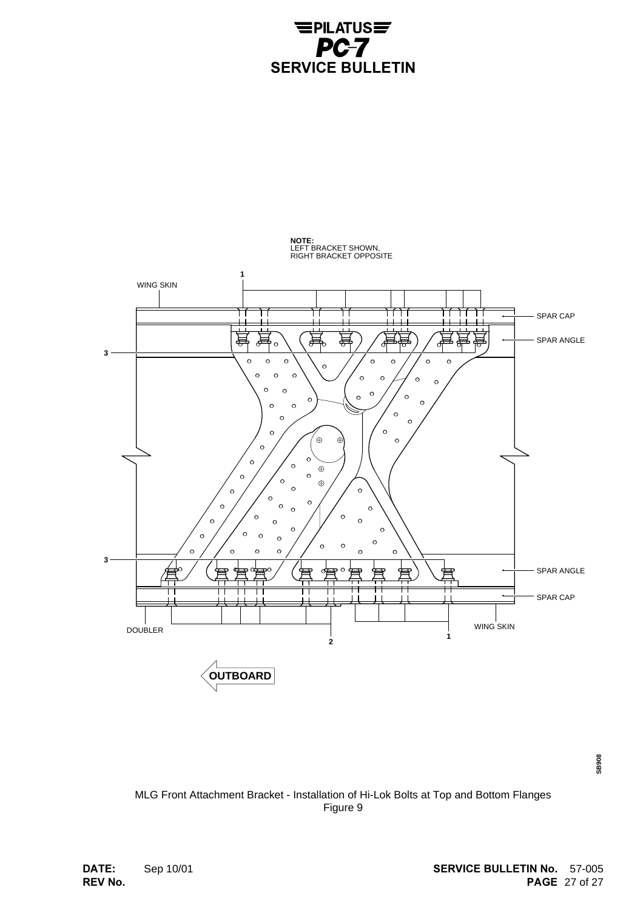NOTE:
LEFT BRACKET SHOWN,
RIGHT BRACKET OPPOSITE

1

WING SKIN

SPAR CAP

SPAR ANGLE

3

3

SPAR ANGLE

SPAR CAP

DOUBLER

WING SKIN

2

1

OUTBOARD

SB908

MLG Front Attachment Bracket - Installation of Hi-Lok Bolts at Top and Bottom Flanges
Figure 9

**DATE:** Sep 10/01

**REV No.**

**SERVICE BULLETIN No.** 57-005